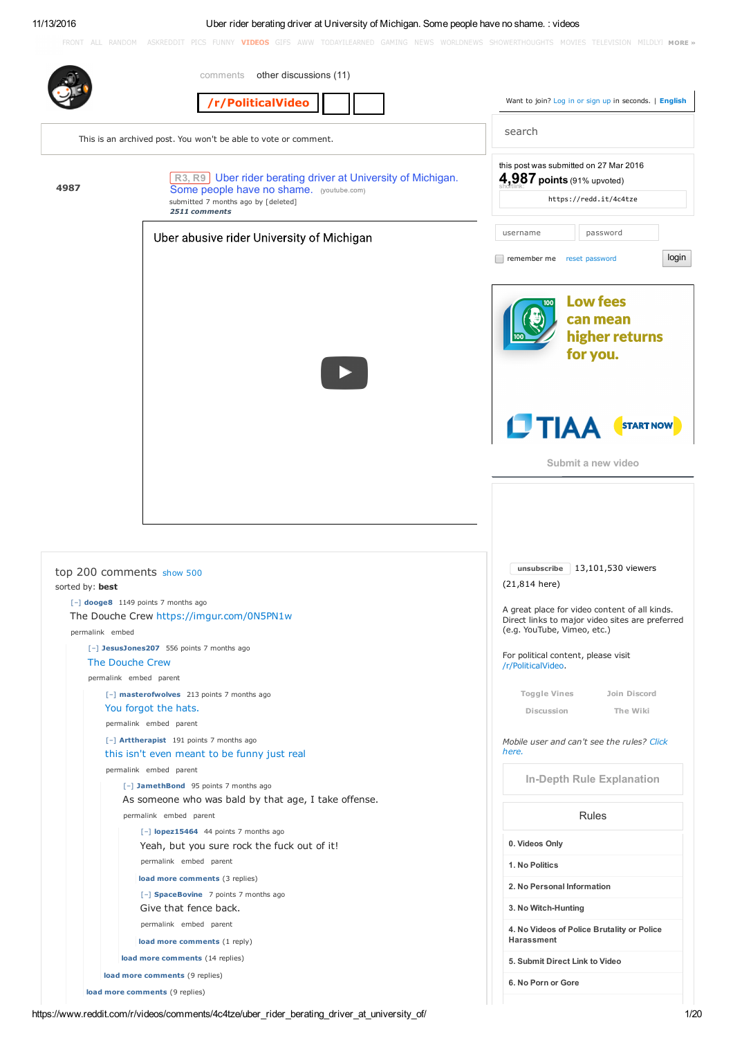FRONT ALL RANDOM ASKREDDIT PICS FUNNY **VIDEOS** GIFS AWW TODAYILEARNED GAMING NEWS WORLDNEWS SHOWERTHOUGHTS MOVIES TELEVISION MILDLYI MORE »

comments   other discussions (11)

**/r/PoliticalVideo**

Want to join? Log in or sign up in seconds. | **English**

This is an archived post. You won't be able to vote or comment.

search

**4987**

R3, R9 Uber rider berating driver at University of Michigan. Some people have no shame. (youtube.com)

submitted 7 months ago by [deleted]

*2511 comments*

this post was submitted on 27 Mar 2016

**4,987 points** (91% upvoted)

shortlink:

https://redd.it/4c4tze

username   password

remember me   reset password   login

Uber abusive rider University of Michigan

Low fees can mean higher returns for you.

TIAA   START NOW

Submit a new video

unsubscribe   13,101,530 viewers

(21,814 here)

A great place for video content of all kinds. Direct links to major video sites are preferred (e.g. YouTube, Vimeo, etc.)

For political content, please visit /r/PoliticalVideo.

Toggle Vines   Join Discord

Discussion   The Wiki

*Mobile user and can't see the rules? Click here.*

In-Depth Rule Explanation

Rules

**0. Videos Only**

**1. No Politics**

**2. No Personal Information**

**3. No Witch-Hunting**

**4. No Videos of Police Brutality or Police Harassment**

**5. Submit Direct Link to Video**

**6. No Porn or Gore**

top 200 comments show 500

sorted by: **best**

[–] **dooge8** 1149 points 7 months ago

The Douche Crew https://imgur.com/0N5PN1w

permalink embed

[–] **JesusJones207** 556 points 7 months ago

The Douche Crew

permalink embed parent

[–] **masterofwolves** 213 points 7 months ago

You forgot the hats.

permalink embed parent

[–] **Arttherapist** 191 points 7 months ago

this isn't even meant to be funny just real

permalink embed parent

[–] **JamethBond** 95 points 7 months ago

As someone who was bald by that age, I take offense.

permalink embed parent

[–] **lopez15464** 44 points 7 months ago

Yeah, but you sure rock the fuck out of it!

permalink embed parent

load more comments (3 replies)

[–] **SpaceBovine** 7 points 7 months ago

Give that fence back.

permalink embed parent

load more comments (1 reply)

load more comments (14 replies)

load more comments (9 replies)

load more comments (9 replies)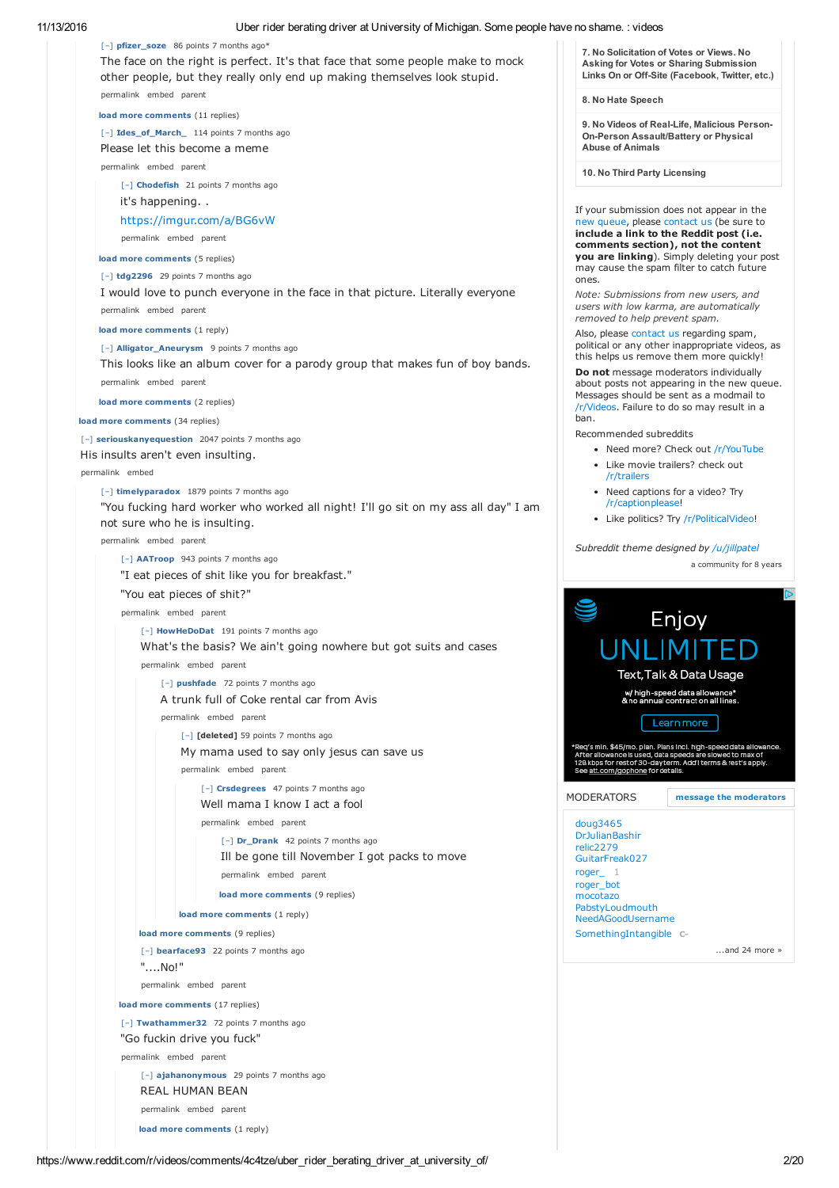[–] **pfizer_soze** 86 points 7 months ago*

The face on the right is perfect. It's that face that some people make to mock other people, but they really only end up making themselves look stupid.

permalink embed parent

**load more comments** (11 replies)

[–] **Ides_of_March_** 114 points 7 months ago

Please let this become a meme

permalink embed parent

[–] **Chodefish** 21 points 7 months ago

it's happening. .

https://imgur.com/a/BG6vW

permalink embed parent

**load more comments** (5 replies)

[–] **tdg2296** 29 points 7 months ago

I would love to punch everyone in the face in that picture. Literally everyone

permalink embed parent

**load more comments** (1 reply)

[–] **Alligator_Aneurysm** 9 points 7 months ago

This looks like an album cover for a parody group that makes fun of boy bands.

permalink embed parent

**load more comments** (2 replies)

**load more comments** (34 replies)

[–] **seriouskanyequestion** 2047 points 7 months ago

His insults aren't even insulting.

permalink embed

[–] **timelyparadox** 1879 points 7 months ago

"You fucking hard worker who worked all night! I'll go sit on my ass all day" I am not sure who he is insulting.

permalink embed parent

[–] **AATroop** 943 points 7 months ago

"I eat pieces of shit like you for breakfast."

"You eat pieces of shit?"

permalink embed parent

[–] **HowHeDoDat** 191 points 7 months ago

What's the basis? We ain't going nowhere but got suits and cases

permalink embed parent

[–] **pushfade** 72 points 7 months ago

A trunk full of Coke rental car from Avis

permalink embed parent

[–] **[deleted]** 59 points 7 months ago

My mama used to say only jesus can save us

permalink embed parent

[–] **Crsdegrees** 47 points 7 months ago

Well mama I know I act a fool

permalink embed parent

[–] **Dr_Drank** 42 points 7 months ago

Ill be gone till November I got packs to move

permalink embed parent

**load more comments** (9 replies)

**load more comments** (1 reply)

**load more comments** (9 replies)

[–] **bearface93** 22 points 7 months ago

"....No!"

permalink embed parent

**load more comments** (17 replies)

[–] **Twathammer32** 72 points 7 months ago

"Go fuckin drive you fuck"

permalink embed parent

[–] **ajahanonymous** 29 points 7 months ago

REAL HUMAN BEAN

permalink embed parent

**load more comments** (1 reply)

---

**7. No Solicitation of Votes or Views. No Asking for Votes or Sharing Submission Links On or Off-Site (Facebook, Twitter, etc.)**

**8. No Hate Speech**

**9. No Videos of Real-Life, Malicious Person-On-Person Assault/Battery or Physical Abuse of Animals**

**10. No Third Party Licensing**

If your submission does not appear in the new queue, please contact us (be sure to **include a link to the Reddit post (i.e. comments section), not the content you are linking**). Simply deleting your post may cause the spam filter to catch future ones.

*Note: Submissions from new users, and users with low karma, are automatically removed to help prevent spam.*

Also, please contact us regarding spam, political or any other inappropriate videos, as this helps us remove them more quickly!

**Do not** message moderators individually about posts not appearing in the new queue. Messages should be sent as a modmail to /r/Videos. Failure to do so may result in a ban.

Recommended subreddits

- Need more? Check out /r/YouTube
- Like movie trailers? check out /r/trailers
- Need captions for a video? Try /r/captionplease!
- Like politics? Try /r/PoliticalVideo!

*Subreddit theme designed by /u/jillpatel*

a community for 8 years

Enjoy UNLIMITED Text, Talk & Data Usage

w/ high-speed data allowance* & no annual contract on all lines.

Learn more

*Req's min. $45/mo. plan. Plans incl. high-speed data allowance. After allowance is used, data speeds are slowed to max of 128 kbps for rest of 30-day term. Add'l terms & rest's apply. See att.com/gophone for details.

MODERATORS **message the moderators**

doug3465
DrJulianBashir
relic2279
GuitarFreak027
roger_ 1
roger_bot
mocotazo
PabstyLoudmouth
NeedAGoodUsername
SomethingIntangible C-

...and 24 more »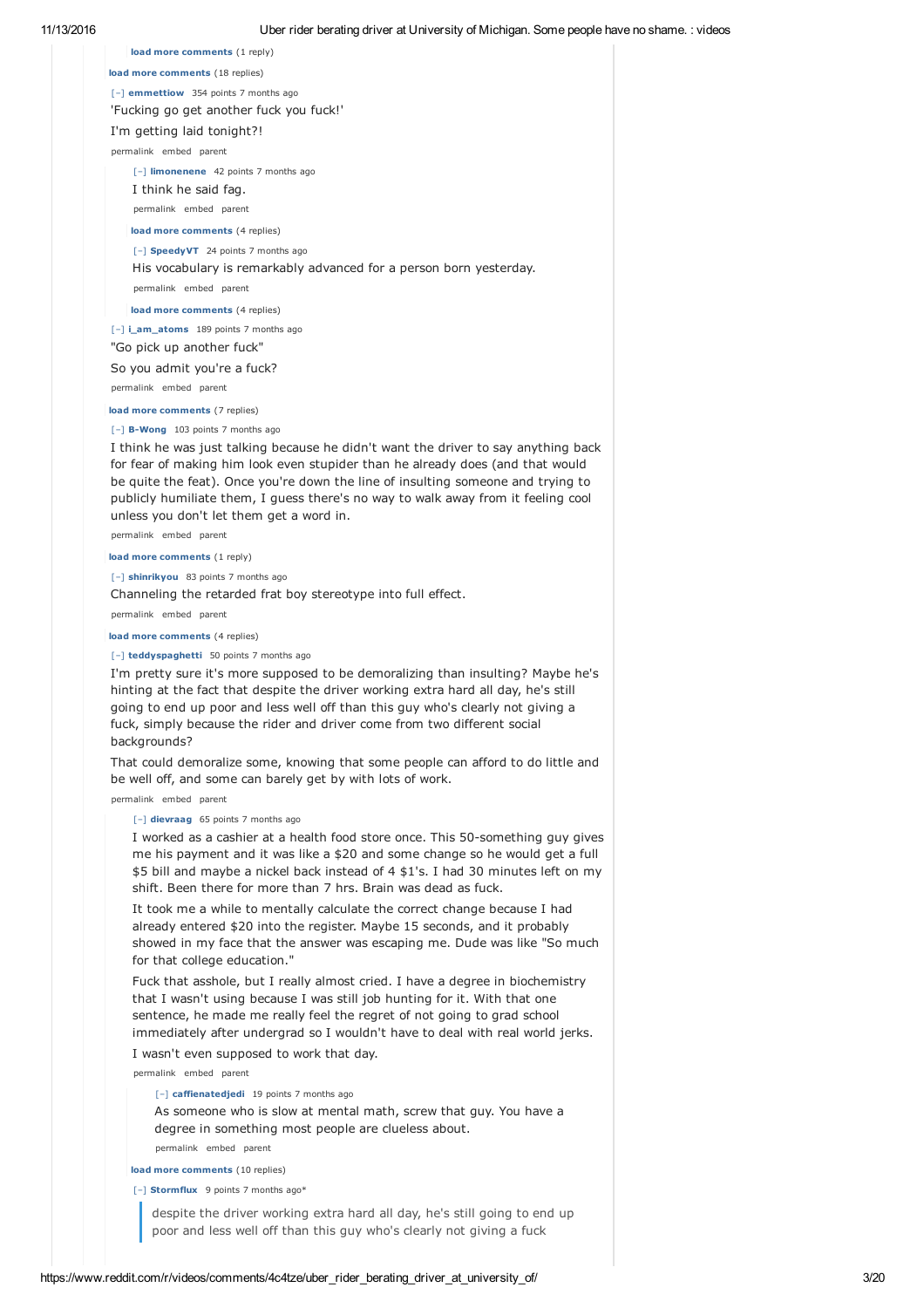load more comments (1 reply)

load more comments (18 replies)

[–] **emmettiow** 354 points 7 months ago

'Fucking go get another fuck you fuck!'

I'm getting laid tonight?!

permalink embed parent

> [–] **limonenene** 42 points 7 months ago
>
> I think he said fag.
>
> permalink embed parent
>
> load more comments (4 replies)
>
> [–] **SpeedyVT** 24 points 7 months ago
>
> His vocabulary is remarkably advanced for a person born yesterday.
>
> permalink embed parent
>
> load more comments (4 replies)

[–] **i_am_atoms** 189 points 7 months ago

"Go pick up another fuck"

So you admit you're a fuck?

permalink embed parent

load more comments (7 replies)

[–] **B-Wong** 103 points 7 months ago

I think he was just talking because he didn't want the driver to say anything back for fear of making him look even stupider than he already does (and that would be quite the feat). Once you're down the line of insulting someone and trying to publicly humiliate them, I guess there's no way to walk away from it feeling cool unless you don't let them get a word in.

permalink embed parent

load more comments (1 reply)

[–] **shinrikyou** 83 points 7 months ago

Channeling the retarded frat boy stereotype into full effect.

permalink embed parent

load more comments (4 replies)

[–] **teddyspaghetti** 50 points 7 months ago

I'm pretty sure it's more supposed to be demoralizing than insulting? Maybe he's hinting at the fact that despite the driver working extra hard all day, he's still going to end up poor and less well off than this guy who's clearly not giving a fuck, simply because the rider and driver come from two different social backgrounds?

That could demoralize some, knowing that some people can afford to do little and be well off, and some can barely get by with lots of work.

permalink embed parent

> [–] **dievraag** 65 points 7 months ago
>
> I worked as a cashier at a health food store once. This 50-something guy gives me his payment and it was like a $20 and some change so he would get a full $5 bill and maybe a nickel back instead of 4 $1's. I had 30 minutes left on my shift. Been there for more than 7 hrs. Brain was dead as fuck.
>
> It took me a while to mentally calculate the correct change because I had already entered $20 into the register. Maybe 15 seconds, and it probably showed in my face that the answer was escaping me. Dude was like "So much for that college education."
>
> Fuck that asshole, but I really almost cried. I have a degree in biochemistry that I wasn't using because I was still job hunting for it. With that one sentence, he made me really feel the regret of not going to grad school immediately after undergrad so I wouldn't have to deal with real world jerks.
>
> I wasn't even supposed to work that day.
>
> permalink embed parent
>
> > [–] **caffienatedjedi** 19 points 7 months ago
> >
> > As someone who is slow at mental math, screw that guy. You have a degree in something most people are clueless about.
> >
> > permalink embed parent
>
> load more comments (10 replies)
>
> [–] **Stormflux** 9 points 7 months ago*
>
> > despite the driver working extra hard all day, he's still going to end up poor and less well off than this guy who's clearly not giving a fuck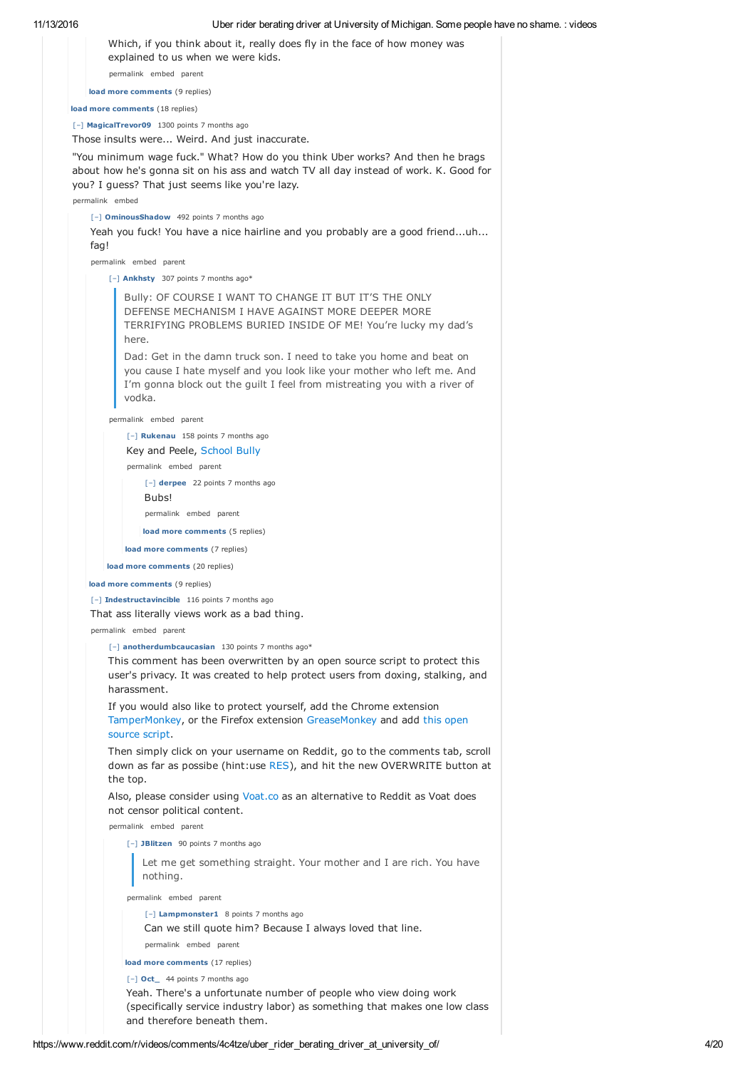Which, if you think about it, really does fly in the face of how money was explained to us when we were kids.

permalink embed parent

**load more comments** (9 replies)

**load more comments** (18 replies)

[–] **MagicalTrevor09** 1300 points 7 months ago

Those insults were... Weird. And just inaccurate.

"You minimum wage fuck." What? How do you think Uber works? And then he brags about how he's gonna sit on his ass and watch TV all day instead of work. K. Good for you? I guess? That just seems like you're lazy.

permalink embed

[–] **OminousShadow** 492 points 7 months ago

Yeah you fuck! You have a nice hairline and you probably are a good friend...uh... fag!

permalink embed parent

[–] **Ankhsty** 307 points 7 months ago*

> Bully: OF COURSE I WANT TO CHANGE IT BUT IT'S THE ONLY DEFENSE MECHANISM I HAVE AGAINST MORE DEEPER MORE TERRIFYING PROBLEMS BURIED INSIDE OF ME! You're lucky my dad's here.
>
> Dad: Get in the damn truck son. I need to take you home and beat on you cause I hate myself and you look like your mother who left me. And I'm gonna block out the guilt I feel from mistreating you with a river of vodka.

permalink embed parent

[–] **Rukenau** 158 points 7 months ago

Key and Peele, School Bully

permalink embed parent

[–] **derpee** 22 points 7 months ago

Bubs!

permalink embed parent

**load more comments** (5 replies)

**load more comments** (7 replies)

**load more comments** (20 replies)

**load more comments** (9 replies)

[–] **Indestructavincible** 116 points 7 months ago

That ass literally views work as a bad thing.

permalink embed parent

[–] **anotherdumbcaucasian** 130 points 7 months ago*

This comment has been overwritten by an open source script to protect this user's privacy. It was created to help protect users from doxing, stalking, and harassment.

If you would also like to protect yourself, add the Chrome extension TamperMonkey, or the Firefox extension GreaseMonkey and add this open source script.

Then simply click on your username on Reddit, go to the comments tab, scroll down as far as possibe (hint:use RES), and hit the new OVERWRITE button at the top.

Also, please consider using Voat.co as an alternative to Reddit as Voat does not censor political content.

permalink embed parent

[–] **JBlitzen** 90 points 7 months ago

> Let me get something straight. Your mother and I are rich. You have nothing.

permalink embed parent

[–] **Lampmonster1** 8 points 7 months ago

Can we still quote him? Because I always loved that line.

permalink embed parent

**load more comments** (17 replies)

[–] **Oct_** 44 points 7 months ago

Yeah. There's a unfortunate number of people who view doing work (specifically service industry labor) as something that makes one low class and therefore beneath them.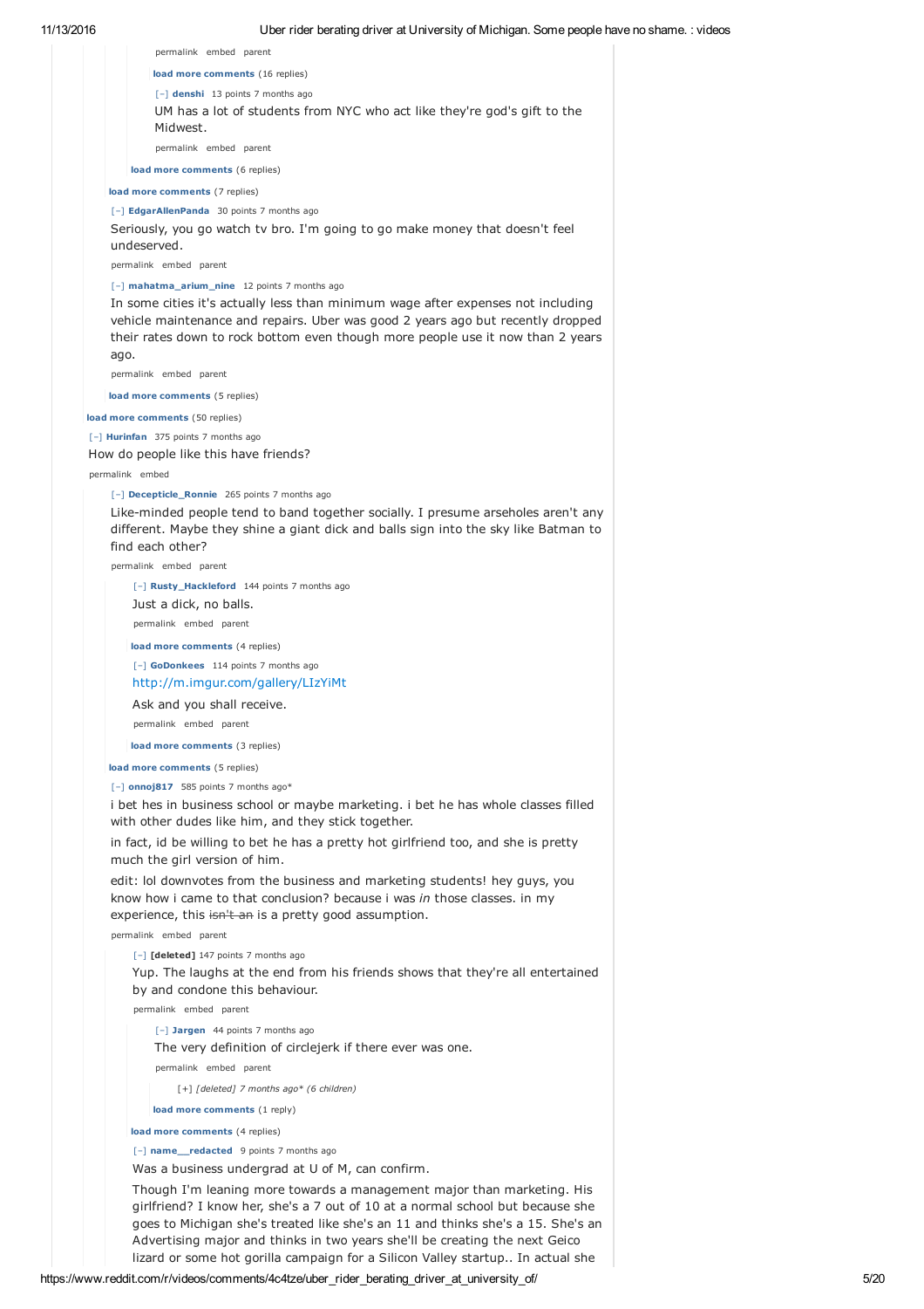permalink embed parent

load more comments (16 replies)

[–] denshi 13 points 7 months ago

UM has a lot of students from NYC who act like they're god's gift to the Midwest.

permalink embed parent

load more comments (6 replies)

load more comments (7 replies)

[–] EdgarAllenPanda 30 points 7 months ago

Seriously, you go watch tv bro. I'm going to go make money that doesn't feel undeserved.

permalink embed parent

[–] mahatma_arium_nine 12 points 7 months ago

In some cities it's actually less than minimum wage after expenses not including vehicle maintenance and repairs. Uber was good 2 years ago but recently dropped their rates down to rock bottom even though more people use it now than 2 years ago.

permalink embed parent

load more comments (5 replies)

load more comments (50 replies)

[–] Hurinfan 375 points 7 months ago

How do people like this have friends?

permalink embed

[–] Decepticle_Ronnie 265 points 7 months ago

Like-minded people tend to band together socially. I presume arseholes aren't any different. Maybe they shine a giant dick and balls sign into the sky like Batman to find each other?

permalink embed parent

[–] Rusty_Hackleford 144 points 7 months ago

Just a dick, no balls.

permalink embed parent

load more comments (4 replies)

[–] GoDonkees 114 points 7 months ago

http://m.imgur.com/gallery/LIzYiMt

Ask and you shall receive.

permalink embed parent

load more comments (3 replies)

load more comments (5 replies)

[–] onnoj817 585 points 7 months ago*

i bet hes in business school or maybe marketing. i bet he has whole classes filled with other dudes like him, and they stick together.

in fact, id be willing to bet he has a pretty hot girlfriend too, and she is pretty much the girl version of him.

edit: lol downvotes from the business and marketing students! hey guys, you know how i came to that conclusion? because i was *in* those classes. in my experience, this ~~isn't an~~ is a pretty good assumption.

permalink embed parent

[–] **[deleted]** 147 points 7 months ago

Yup. The laughs at the end from his friends shows that they're all entertained by and condone this behaviour.

permalink embed parent

[–] Jargen 44 points 7 months ago

The very definition of circlejerk if there ever was one.

permalink embed parent

[+] *[deleted] 7 months ago* (6 children)*

load more comments (1 reply)

load more comments (4 replies)

[–] name__redacted 9 points 7 months ago

Was a business undergrad at U of M, can confirm.

Though I'm leaning more towards a management major than marketing. His girlfriend? I know her, she's a 7 out of 10 at a normal school but because she goes to Michigan she's treated like she's an 11 and thinks she's a 15. She's an Advertising major and thinks in two years she'll be creating the next Geico lizard or some hot gorilla campaign for a Silicon Valley startup.. In actual she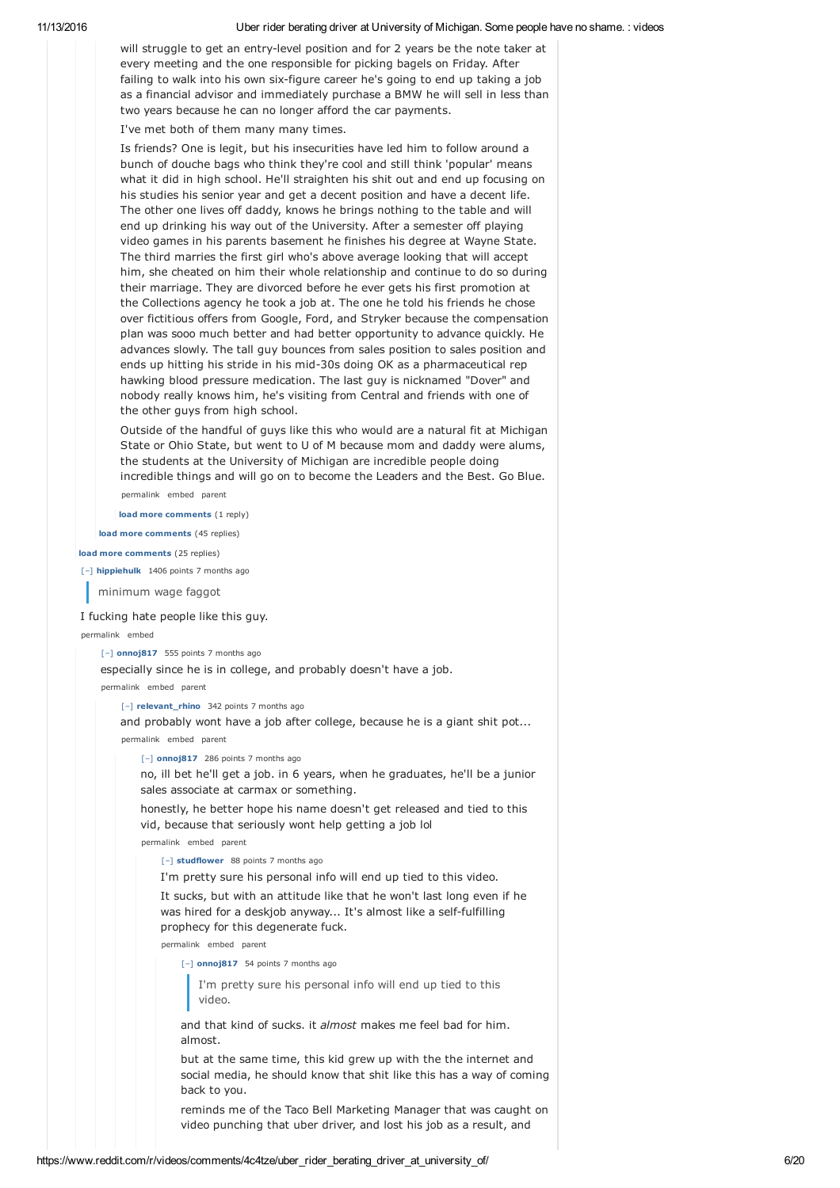will struggle to get an entry-level position and for 2 years be the note taker at every meeting and the one responsible for picking bagels on Friday. After failing to walk into his own six-figure career he's going to end up taking a job as a financial advisor and immediately purchase a BMW he will sell in less than two years because he can no longer afford the car payments.

I've met both of them many many times.

Is friends? One is legit, but his insecurities have led him to follow around a bunch of douche bags who think they're cool and still think 'popular' means what it did in high school. He'll straighten his shit out and end up focusing on his studies his senior year and get a decent position and have a decent life. The other one lives off daddy, knows he brings nothing to the table and will end up drinking his way out of the University. After a semester off playing video games in his parents basement he finishes his degree at Wayne State. The third marries the first girl who's above average looking that will accept him, she cheated on him their whole relationship and continue to do so during their marriage. They are divorced before he ever gets his first promotion at the Collections agency he took a job at. The one he told his friends he chose over fictitious offers from Google, Ford, and Stryker because the compensation plan was sooo much better and had better opportunity to advance quickly. He advances slowly. The tall guy bounces from sales position to sales position and ends up hitting his stride in his mid-30s doing OK as a pharmaceutical rep hawking blood pressure medication. The last guy is nicknamed "Dover" and nobody really knows him, he's visiting from Central and friends with one of the other guys from high school.

Outside of the handful of guys like this who would are a natural fit at Michigan State or Ohio State, but went to U of M because mom and daddy were alums, the students at the University of Michigan are incredible people doing incredible things and will go on to become the Leaders and the Best. Go Blue.

permalink embed parent

**load more comments** (1 reply)

**load more comments** (45 replies)

**load more comments** (25 replies)

[–] **hippiehulk** 1406 points 7 months ago

> minimum wage faggot

I fucking hate people like this guy.

permalink embed

[–] **onnoj817** 555 points 7 months ago

especially since he is in college, and probably doesn't have a job.

permalink embed parent

[–] **relevant_rhino** 342 points 7 months ago

and probably wont have a job after college, because he is a giant shit pot...

permalink embed parent

[–] **onnoj817** 286 points 7 months ago

no, ill bet he'll get a job. in 6 years, when he graduates, he'll be a junior sales associate at carmax or something.

honestly, he better hope his name doesn't get released and tied to this vid, because that seriously wont help getting a job lol

permalink embed parent

[–] **studflower** 88 points 7 months ago

I'm pretty sure his personal info will end up tied to this video.

It sucks, but with an attitude like that he won't last long even if he was hired for a deskjob anyway... It's almost like a self-fulfilling prophecy for this degenerate fuck.

permalink embed parent

[–] **onnoj817** 54 points 7 months ago

> I'm pretty sure his personal info will end up tied to this video.

and that kind of sucks. it *almost* makes me feel bad for him. almost.

but at the same time, this kid grew up with the the internet and social media, he should know that shit like this has a way of coming back to you.

reminds me of the Taco Bell Marketing Manager that was caught on video punching that uber driver, and lost his job as a result, and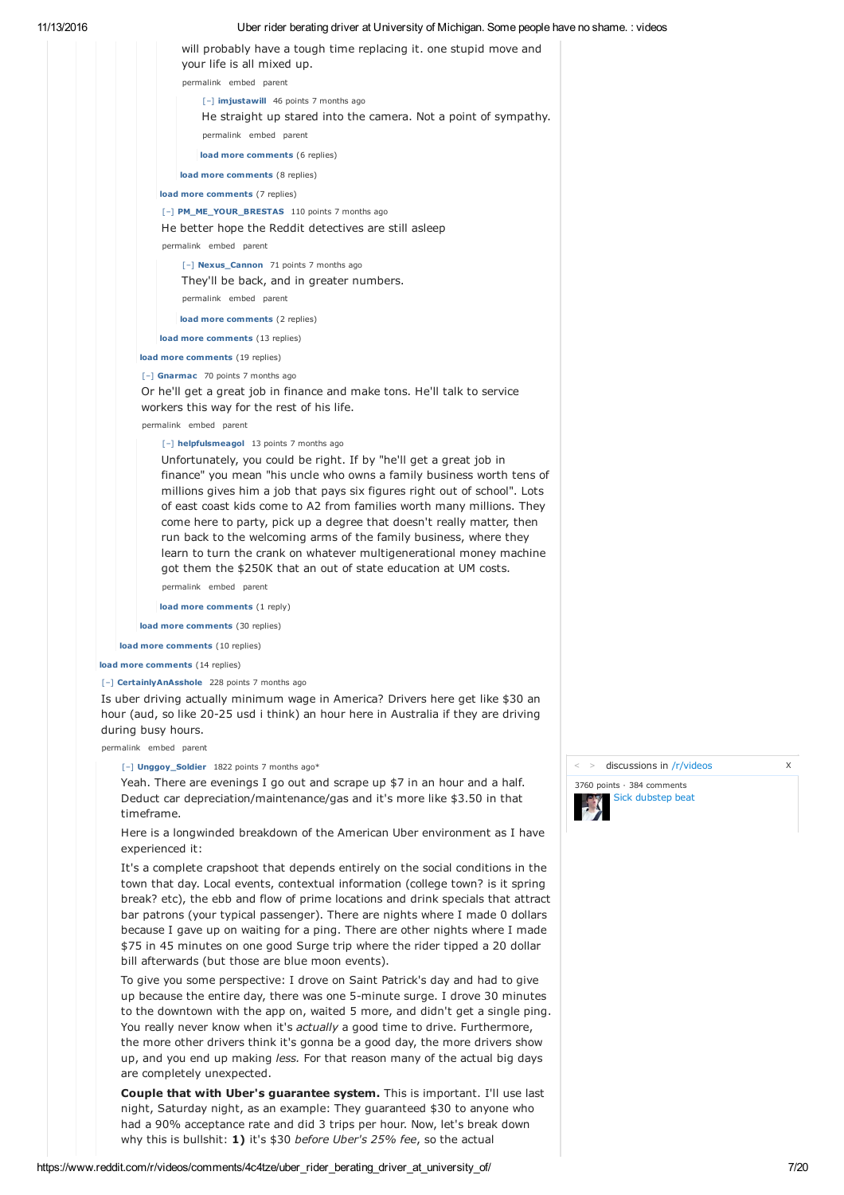will probably have a tough time replacing it. one stupid move and your life is all mixed up.

permalink embed parent

[–] **imjustawill** 46 points 7 months ago

He straight up stared into the camera. Not a point of sympathy.

permalink embed parent

**load more comments** (6 replies)

**load more comments** (8 replies)

**load more comments** (7 replies)

[–] **PM_ME_YOUR_BRESTAS** 110 points 7 months ago

He better hope the Reddit detectives are still asleep

permalink embed parent

[–] **Nexus_Cannon** 71 points 7 months ago

They'll be back, and in greater numbers.

permalink embed parent

**load more comments** (2 replies)

**load more comments** (13 replies)

**load more comments** (19 replies)

[–] **Gnarmac** 70 points 7 months ago

Or he'll get a great job in finance and make tons. He'll talk to service workers this way for the rest of his life.

permalink embed parent

[–] **helpfulsmeagol** 13 points 7 months ago

Unfortunately, you could be right. If by "he'll get a great job in finance" you mean "his uncle who owns a family business worth tens of millions gives him a job that pays six figures right out of school". Lots of east coast kids come to A2 from families worth many millions. They come here to party, pick up a degree that doesn't really matter, then run back to the welcoming arms of the family business, where they learn to turn the crank on whatever multigenerational money machine got them the $250K that an out of state education at UM costs.

permalink embed parent

**load more comments** (1 reply)

**load more comments** (30 replies)

**load more comments** (10 replies)

**load more comments** (14 replies)

[–] **CertainlyAnAsshole** 228 points 7 months ago

Is uber driving actually minimum wage in America? Drivers here get like $30 an hour (aud, so like 20-25 usd i think) an hour here in Australia if they are driving during busy hours.

permalink embed parent

[–] **Unggoy_Soldier** 1822 points 7 months ago*

Yeah. There are evenings I go out and scrape up $7 in an hour and a half. Deduct car depreciation/maintenance/gas and it's more like $3.50 in that timeframe.

Here is a longwinded breakdown of the American Uber environment as I have experienced it:

It's a complete crapshoot that depends entirely on the social conditions in the town that day. Local events, contextual information (college town? is it spring break? etc), the ebb and flow of prime locations and drink specials that attract bar patrons (your typical passenger). There are nights where I made 0 dollars because I gave up on waiting for a ping. There are other nights where I made $75 in 45 minutes on one good Surge trip where the rider tipped a 20 dollar bill afterwards (but those are blue moon events).

To give you some perspective: I drove on Saint Patrick's day and had to give up because the entire day, there was one 5-minute surge. I drove 30 minutes to the downtown with the app on, waited 5 more, and didn't get a single ping. You really never know when it's *actually* a good time to drive. Furthermore, the more other drivers think it's gonna be a good day, the more drivers show up, and you end up making *less.* For that reason many of the actual big days are completely unexpected.

**Couple that with Uber's guarantee system.** This is important. I'll use last night, Saturday night, as an example: They guaranteed $30 to anyone who had a 90% acceptance rate and did 3 trips per hour. Now, let's break down why this is bullshit: **1)** it's $30 *before Uber's 25% fee*, so the actual

discussions in /r/videos

3760 points · 384 comments

Sick dubstep beat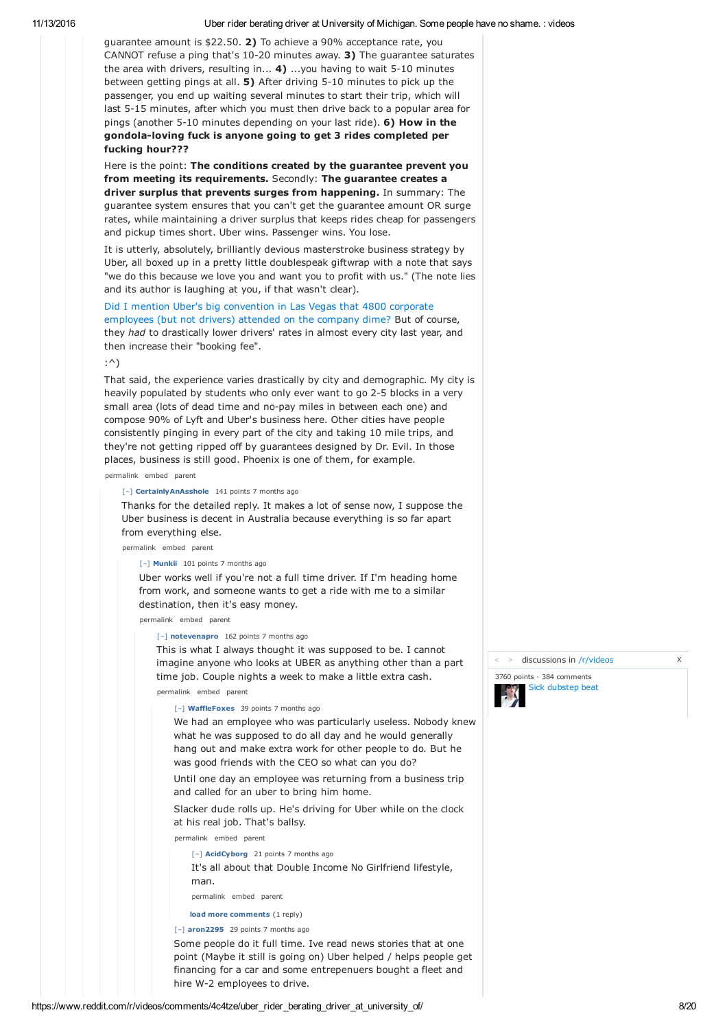guarantee amount is $22.50. **2)** To achieve a 90% acceptance rate, you CANNOT refuse a ping that's 10-20 minutes away. **3)** The guarantee saturates the area with drivers, resulting in... **4)** ...you having to wait 5-10 minutes between getting pings at all. **5)** After driving 5-10 minutes to pick up the passenger, you end up waiting several minutes to start their trip, which will last 5-15 minutes, after which you must then drive back to a popular area for pings (another 5-10 minutes depending on your last ride). **6) How in the gondola-loving fuck is anyone going to get 3 rides completed per fucking hour???**

Here is the point: **The conditions created by the guarantee prevent you from meeting its requirements.** Secondly: **The guarantee creates a driver surplus that prevents surges from happening.** In summary: The guarantee system ensures that you can't get the guarantee amount OR surge rates, while maintaining a driver surplus that keeps rides cheap for passengers and pickup times short. Uber wins. Passenger wins. You lose.

It is utterly, absolutely, brilliantly devious masterstroke business strategy by Uber, all boxed up in a pretty little doublespeak giftwrap with a note that says "we do this because we love you and want you to profit with us." (The note lies and its author is laughing at you, if that wasn't clear).

Did I mention Uber's big convention in Las Vegas that 4800 corporate employees (but not drivers) attended on the company dime? But of course, they *had* to drastically lower drivers' rates in almost every city last year, and then increase their "booking fee".

:^)

That said, the experience varies drastically by city and demographic. My city is heavily populated by students who only ever want to go 2-5 blocks in a very small area (lots of dead time and no-pay miles in between each one) and compose 90% of Lyft and Uber's business here. Other cities have people consistently pinging in every part of the city and taking 10 mile trips, and they're not getting ripped off by guarantees designed by Dr. Evil. In those places, business is still good. Phoenix is one of them, for example.

permalink embed parent

[–] **CertainlyAnAsshole** 141 points 7 months ago

Thanks for the detailed reply. It makes a lot of sense now, I suppose the Uber business is decent in Australia because everything is so far apart from everything else.

permalink embed parent

[–] **Munkii** 101 points 7 months ago

Uber works well if you're not a full time driver. If I'm heading home from work, and someone wants to get a ride with me to a similar destination, then it's easy money.

permalink embed parent

[–] **notevenapro** 162 points 7 months ago

This is what I always thought it was supposed to be. I cannot imagine anyone who looks at UBER as anything other than a part time job. Couple nights a week to make a little extra cash.

permalink embed parent

[–] **WaffleFoxes** 39 points 7 months ago

We had an employee who was particularly useless. Nobody knew what he was supposed to do all day and he would generally hang out and make extra work for other people to do. But he was good friends with the CEO so what can you do?

Until one day an employee was returning from a business trip and called for an uber to bring him home.

Slacker dude rolls up. He's driving for Uber while on the clock at his real job. That's ballsy.

permalink embed parent

[–] **AcidCyborg** 21 points 7 months ago

It's all about that Double Income No Girlfriend lifestyle, man.

permalink embed parent

load more comments (1 reply)

[–] **aron2295** 29 points 7 months ago

Some people do it full time. Ive read news stories that at one point (Maybe it still is going on) Uber helped / helps people get financing for a car and some entrepenuers bought a fleet and hire W-2 employees to drive.

discussions in /r/videos

3760 points · 384 comments
Sick dubstep beat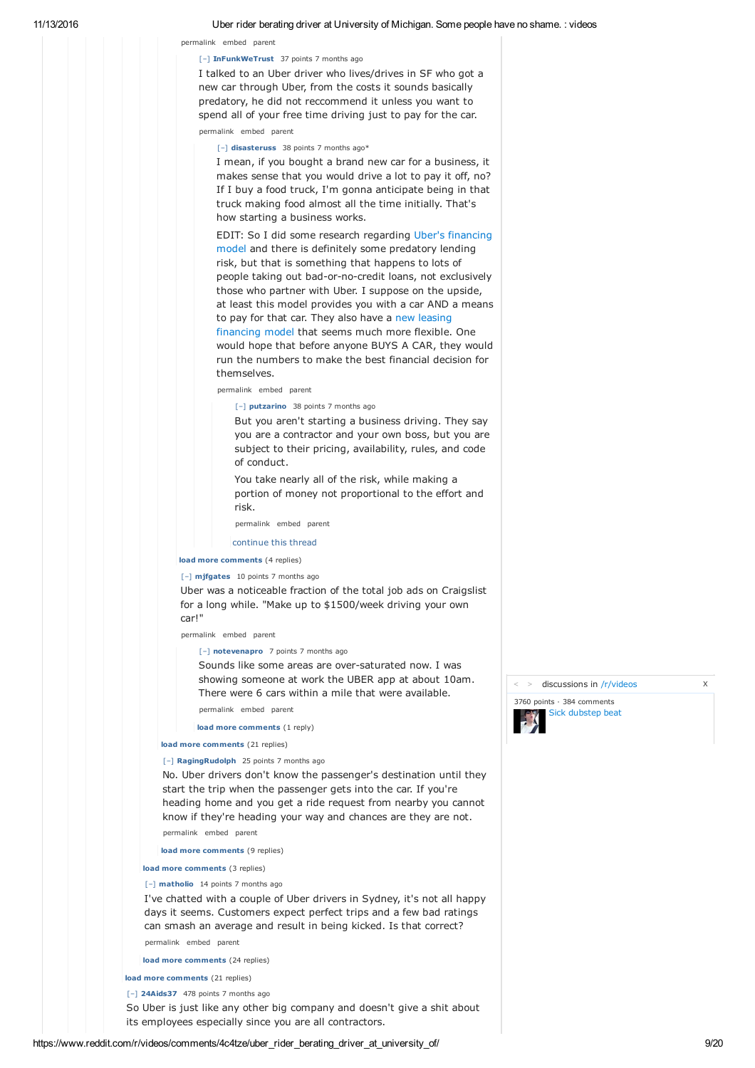permalink embed parent

[–] **InFunkWeTrust** 37 points 7 months ago

I talked to an Uber driver who lives/drives in SF who got a new car through Uber, from the costs it sounds basically predatory, he did not reccommend it unless you want to spend all of your free time driving just to pay for the car.

permalink embed parent

[–] **disasteruss** 38 points 7 months ago*

I mean, if you bought a brand new car for a business, it makes sense that you would drive a lot to pay it off, no? If I buy a food truck, I'm gonna anticipate being in that truck making food almost all the time initially. That's how starting a business works.

EDIT: So I did some research regarding Uber's financing model and there is definitely some predatory lending risk, but that is something that happens to lots of people taking out bad-or-no-credit loans, not exclusively those who partner with Uber. I suppose on the upside, at least this model provides you with a car AND a means to pay for that car. They also have a new leasing financing model that seems much more flexible. One would hope that before anyone BUYS A CAR, they would run the numbers to make the best financial decision for themselves.

permalink embed parent

[–] **putzarino** 38 points 7 months ago

But you aren't starting a business driving. They say you are a contractor and your own boss, but you are subject to their pricing, availability, rules, and code of conduct.

You take nearly all of the risk, while making a portion of money not proportional to the effort and risk.

permalink embed parent

continue this thread

**load more comments** (4 replies)

[–] **mjfgates** 10 points 7 months ago

Uber was a noticeable fraction of the total job ads on Craigslist for a long while. "Make up to $1500/week driving your own car!"

permalink embed parent

[–] **notevenapro** 7 points 7 months ago

Sounds like some areas are over-saturated now. I was showing someone at work the UBER app at about 10am. There were 6 cars within a mile that were available.

permalink embed parent

**load more comments** (1 reply)

**load more comments** (21 replies)

[–] **RagingRudolph** 25 points 7 months ago

No. Uber drivers don't know the passenger's destination until they start the trip when the passenger gets into the car. If you're heading home and you get a ride request from nearby you cannot know if they're heading your way and chances are they are not.

permalink embed parent

**load more comments** (9 replies)

**load more comments** (3 replies)

[–] **matholio** 14 points 7 months ago

I've chatted with a couple of Uber drivers in Sydney, it's not all happy days it seems. Customers expect perfect trips and a few bad ratings can smash an average and result in being kicked. Is that correct?

permalink embed parent

**load more comments** (24 replies)

**load more comments** (21 replies)

[–] **24Aids37** 478 points 7 months ago

So Uber is just like any other big company and doesn't give a shit about its employees especially since you are all contractors.

< > discussions in /r/videos X

3760 points · 384 comments
Sick dubstep beat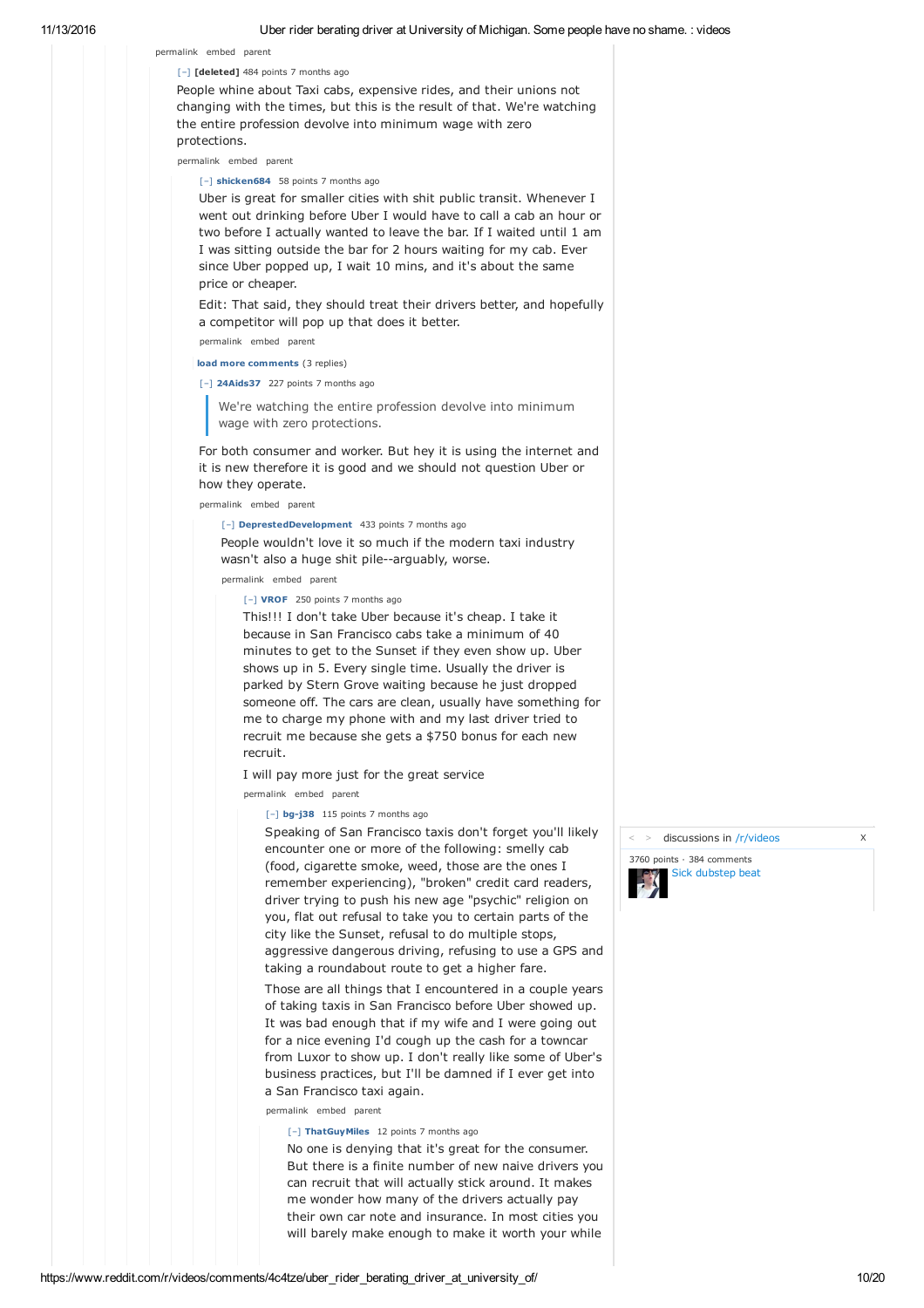permalink embed parent

[–] **[deleted]** 484 points 7 months ago

People whine about Taxi cabs, expensive rides, and their unions not changing with the times, but this is the result of that. We're watching the entire profession devolve into minimum wage with zero protections.

permalink embed parent

[–] **shicken684** 58 points 7 months ago

Uber is great for smaller cities with shit public transit. Whenever I went out drinking before Uber I would have to call a cab an hour or two before I actually wanted to leave the bar. If I waited until 1 am I was sitting outside the bar for 2 hours waiting for my cab. Ever since Uber popped up, I wait 10 mins, and it's about the same price or cheaper.

Edit: That said, they should treat their drivers better, and hopefully a competitor will pop up that does it better.

permalink embed parent

**load more comments** (3 replies)

[–] **24Aids37** 227 points 7 months ago

> We're watching the entire profession devolve into minimum wage with zero protections.

For both consumer and worker. But hey it is using the internet and it is new therefore it is good and we should not question Uber or how they operate.

permalink embed parent

[–] **DepressedDevelopment** 433 points 7 months ago

People wouldn't love it so much if the modern taxi industry wasn't also a huge shit pile--arguably, worse.

permalink embed parent

[–] **VROF** 250 points 7 months ago

This!!! I don't take Uber because it's cheap. I take it because in San Francisco cabs take a minimum of 40 minutes to get to the Sunset if they even show up. Uber shows up in 5. Every single time. Usually the driver is parked by Stern Grove waiting because he just dropped someone off. The cars are clean, usually have something for me to charge my phone with and my last driver tried to recruit me because she gets a $750 bonus for each new recruit.

I will pay more just for the great service

permalink embed parent

[–] **bg-j38** 115 points 7 months ago

Speaking of San Francisco taxis don't forget you'll likely encounter one or more of the following: smelly cab (food, cigarette smoke, weed, those are the ones I remember experiencing), "broken" credit card readers, driver trying to push his new age "psychic" religion on you, flat out refusal to take you to certain parts of the city like the Sunset, refusal to do multiple stops, aggressive dangerous driving, refusing to use a GPS and taking a roundabout route to get a higher fare.

Those are all things that I encountered in a couple years of taking taxis in San Francisco before Uber showed up. It was bad enough that if my wife and I were going out for a nice evening I'd cough up the cash for a towncar from Luxor to show up. I don't really like some of Uber's business practices, but I'll be damned if I ever get into a San Francisco taxi again.

permalink embed parent

[–] **ThatGuyMiles** 12 points 7 months ago

No one is denying that it's great for the consumer. But there is a finite number of new naive drivers you can recruit that will actually stick around. It makes me wonder how many of the drivers actually pay their own car note and insurance. In most cities you will barely make enough to make it worth your while

discussions in /r/videos

3760 points · 384 comments

Sick dubstep beat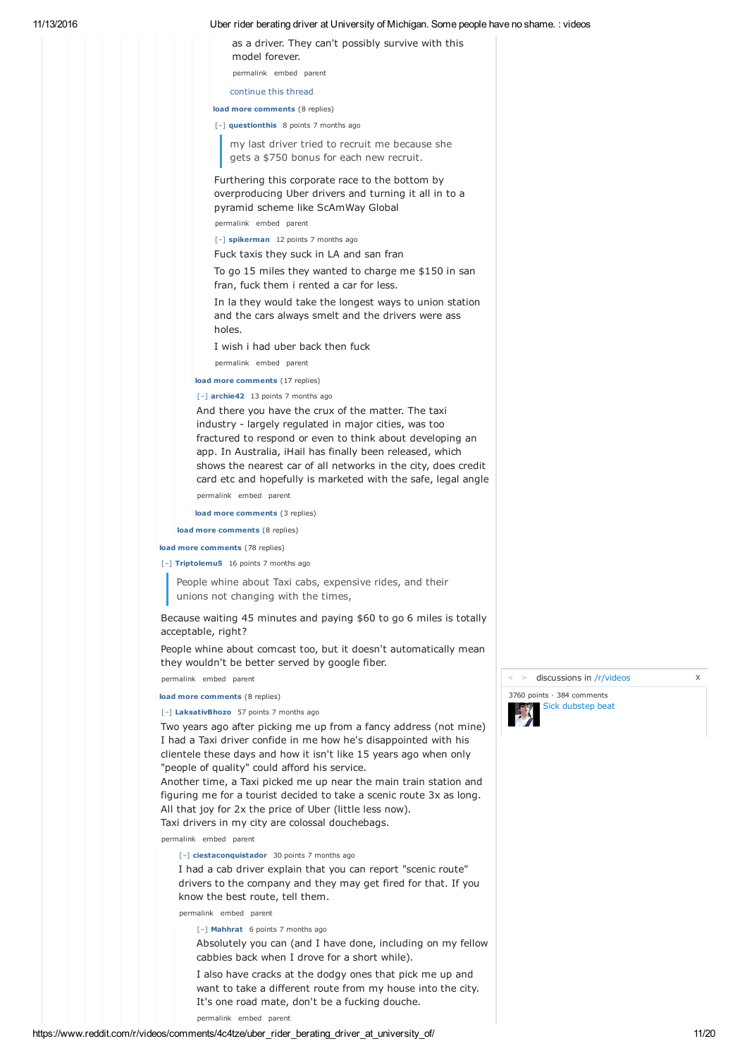as a driver. They can't possibly survive with this model forever.

permalink embed parent

continue this thread

**load more comments** (8 replies)

[–] **questionthis** 8 points 7 months ago

> my last driver tried to recruit me because she gets a $750 bonus for each new recruit.

Furthering this corporate race to the bottom by overproducing Uber drivers and turning it all in to a pyramid scheme like ScAmWay Global

permalink embed parent

[–] **spikerman** 12 points 7 months ago

Fuck taxis they suck in LA and san fran

To go 15 miles they wanted to charge me $150 in san fran, fuck them i rented a car for less.

In la they would take the longest ways to union station and the cars always smelt and the drivers were ass holes.

I wish i had uber back then fuck

permalink embed parent

**load more comments** (17 replies)

[–] **archie42** 13 points 7 months ago

And there you have the crux of the matter. The taxi industry - largely regulated in major cities, was too fractured to respond or even to think about developing an app. In Australia, iHail has finally been released, which shows the nearest car of all networks in the city, does credit card etc and hopefully is marketed with the safe, legal angle

permalink embed parent

**load more comments** (3 replies)

**load more comments** (8 replies)

**load more comments** (78 replies)

[–] **Triptolemu5** 16 points 7 months ago

> People whine about Taxi cabs, expensive rides, and their unions not changing with the times,

Because waiting 45 minutes and paying $60 to go 6 miles is totally acceptable, right?

People whine about comcast too, but it doesn't automatically mean they wouldn't be better served by google fiber.

permalink embed parent

**load more comments** (8 replies)

[–] **LaksativBhozo** 57 points 7 months ago

Two years ago after picking me up from a fancy address (not mine) I had a Taxi driver confide in me how he's disappointed with his clientele these days and how it isn't like 15 years ago when only "people of quality" could afford his service.
Another time, a Taxi picked me up near the main train station and figuring me for a tourist decided to take a scenic route 3x as long. All that joy for 2x the price of Uber (little less now).
Taxi drivers in my city are colossal douchebags.

permalink embed parent

[–] **ciestaconquistador** 30 points 7 months ago

I had a cab driver explain that you can report "scenic route" drivers to the company and they may get fired for that. If you know the best route, tell them.

permalink embed parent

[–] **Mahhrat** 6 points 7 months ago

Absolutely you can (and I have done, including on my fellow cabbies back when I drove for a short while).

I also have cracks at the dodgy ones that pick me up and want to take a different route from my house into the city. It's one road mate, don't be a fucking douche.

permalink embed parent

< > discussions in /r/videos X

3760 points · 384 comments
Sick dubstep beat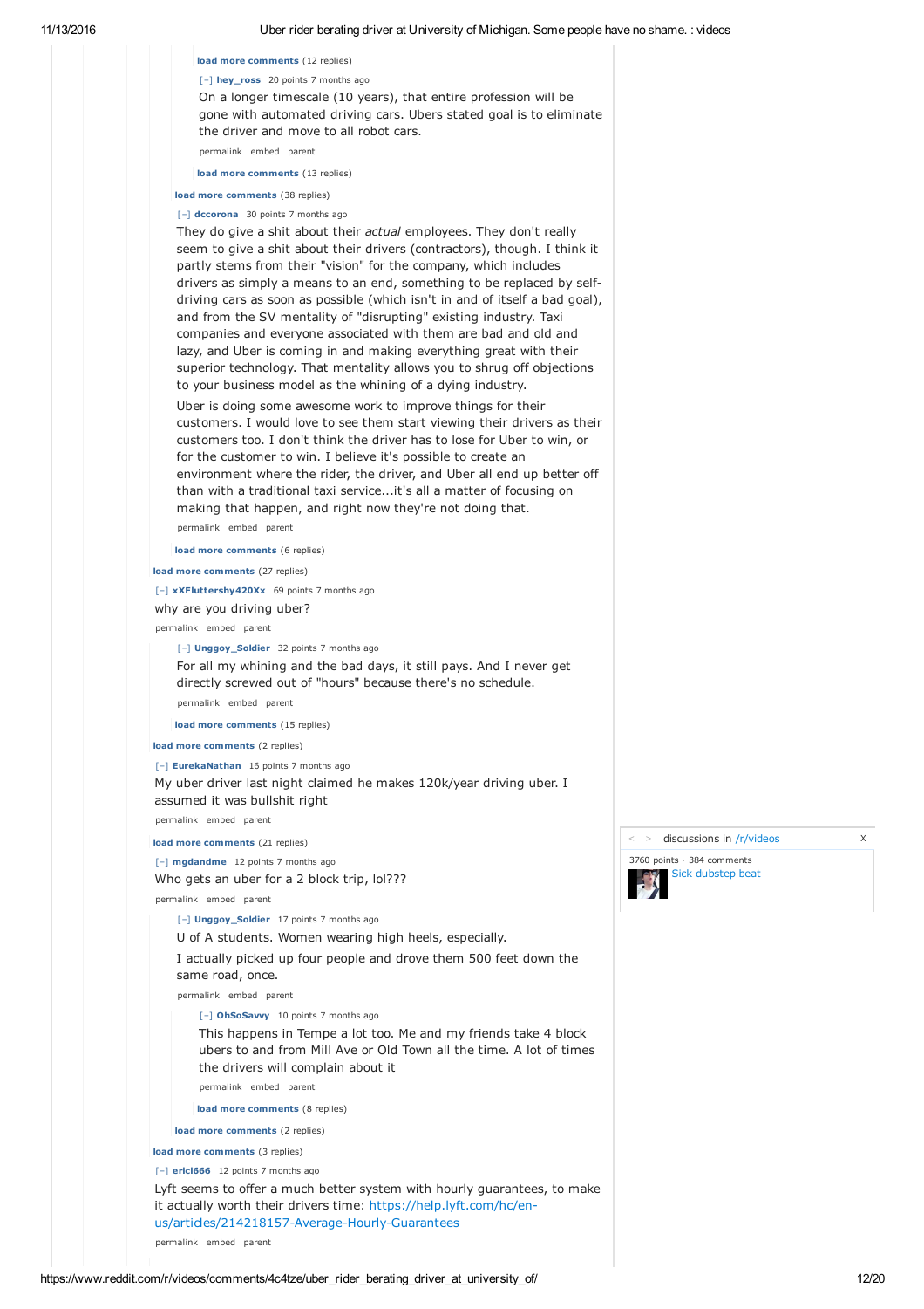load more comments (12 replies)

[–] hey_ross 20 points 7 months ago

On a longer timescale (10 years), that entire profession will be gone with automated driving cars. Ubers stated goal is to eliminate the driver and move to all robot cars.

permalink embed parent

load more comments (13 replies)

load more comments (38 replies)

[–] dccorona 30 points 7 months ago

They do give a shit about their *actual* employees. They don't really seem to give a shit about their drivers (contractors), though. I think it partly stems from their "vision" for the company, which includes drivers as simply a means to an end, something to be replaced by self-driving cars as soon as possible (which isn't in and of itself a bad goal), and from the SV mentality of "disrupting" existing industry. Taxi companies and everyone associated with them are bad and old and lazy, and Uber is coming in and making everything great with their superior technology. That mentality allows you to shrug off objections to your business model as the whining of a dying industry.

Uber is doing some awesome work to improve things for their customers. I would love to see them start viewing their drivers as their customers too. I don't think the driver has to lose for Uber to win, or for the customer to win. I believe it's possible to create an environment where the rider, the driver, and Uber all end up better off than with a traditional taxi service...it's all a matter of focusing on making that happen, and right now they're not doing that.

permalink embed parent

load more comments (6 replies)

load more comments (27 replies)

[–] xXFluttershy420Xx 69 points 7 months ago

why are you driving uber?

permalink embed parent

[–] Unggoy_Soldier 32 points 7 months ago

For all my whining and the bad days, it still pays. And I never get directly screwed out of "hours" because there's no schedule.

permalink embed parent

load more comments (15 replies)

load more comments (2 replies)

[–] EurekaNathan 16 points 7 months ago

My uber driver last night claimed he makes 120k/year driving uber. I assumed it was bullshit right

permalink embed parent

load more comments (21 replies)

[–] mgdandme 12 points 7 months ago

Who gets an uber for a 2 block trip, lol???

permalink embed parent

[–] Unggoy_Soldier 17 points 7 months ago

U of A students. Women wearing high heels, especially.

I actually picked up four people and drove them 500 feet down the same road, once.

permalink embed parent

[–] OhSoSavvy 10 points 7 months ago

This happens in Tempe a lot too. Me and my friends take 4 block ubers to and from Mill Ave or Old Town all the time. A lot of times the drivers will complain about it

permalink embed parent

load more comments (8 replies)

load more comments (2 replies)

load more comments (3 replies)

[–] ericl666 12 points 7 months ago

Lyft seems to offer a much better system with hourly guarantees, to make it actually worth their drivers time: https://help.lyft.com/hc/en-us/articles/214218157-Average-Hourly-Guarantees

permalink embed parent

discussions in /r/videos

3760 points · 384 comments

Sick dubstep beat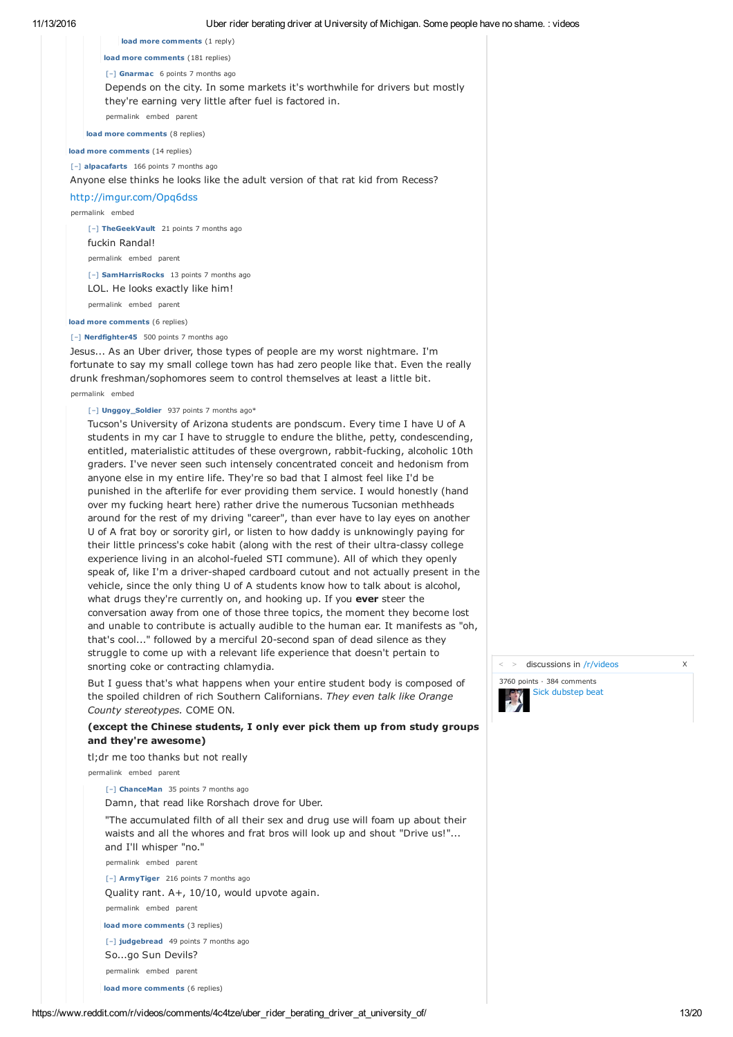load more comments (1 reply)

load more comments (181 replies)

[–] Gnarmac 6 points 7 months ago

Depends on the city. In some markets it's worthwhile for drivers but mostly they're earning very little after fuel is factored in.

permalink embed parent

load more comments (8 replies)

load more comments (14 replies)

[–] alpacafarts 166 points 7 months ago

Anyone else thinks he looks like the adult version of that rat kid from Recess?

http://imgur.com/Opq6dss

permalink embed

[–] TheGeekVault 21 points 7 months ago

fuckin Randal!

permalink embed parent

[–] SamHarrisRocks 13 points 7 months ago

LOL. He looks exactly like him!

permalink embed parent

load more comments (6 replies)

[–] Nerdfighter45 500 points 7 months ago

Jesus... As an Uber driver, those types of people are my worst nightmare. I'm fortunate to say my small college town has had zero people like that. Even the really drunk freshman/sophomores seem to control themselves at least a little bit.

permalink embed

[–] Unggoy_Soldier 937 points 7 months ago*

Tucson's University of Arizona students are pondscum. Every time I have U of A students in my car I have to struggle to endure the blithe, petty, condescending, entitled, materialistic attitudes of these overgrown, rabbit-fucking, alcoholic 10th graders. I've never seen such intensely concentrated conceit and hedonism from anyone else in my entire life. They're so bad that I almost feel like I'd be punished in the afterlife for ever providing them service. I would honestly (hand over my fucking heart here) rather drive the numerous Tucsonian methheads around for the rest of my driving "career", than ever have to lay eyes on another U of A frat boy or sorority girl, or listen to how daddy is unknowingly paying for their little princess's coke habit (along with the rest of their ultra-classy college experience living in an alcohol-fueled STI commune). All of which they openly speak of, like I'm a driver-shaped cardboard cutout and not actually present in the vehicle, since the only thing U of A students know how to talk about is alcohol, what drugs they're currently on, and hooking up. If you **ever** steer the conversation away from one of those three topics, the moment they become lost and unable to contribute is actually audible to the human ear. It manifests as "oh, that's cool..." followed by a merciful 20-second span of dead silence as they struggle to come up with a relevant life experience that doesn't pertain to snorting coke or contracting chlamydia.

But I guess that's what happens when your entire student body is composed of the spoiled children of rich Southern Californians. *They even talk like Orange County stereotypes.* COME ON.

**(except the Chinese students, I only ever pick them up from study groups and they're awesome)**

tl;dr me too thanks but not really

permalink embed parent

[–] ChanceMan 35 points 7 months ago

Damn, that read like Rorshach drove for Uber.

"The accumulated filth of all their sex and drug use will foam up about their waists and all the whores and frat bros will look up and shout "Drive us!"... and I'll whisper "no."

permalink embed parent

[–] ArmyTiger 216 points 7 months ago

Quality rant. A+, 10/10, would upvote again.

permalink embed parent

load more comments (3 replies)

[–] judgebread 49 points 7 months ago

So...go Sun Devils?

permalink embed parent

load more comments (6 replies)

< > discussions in /r/videos X

3760 points · 384 comments

Sick dubstep beat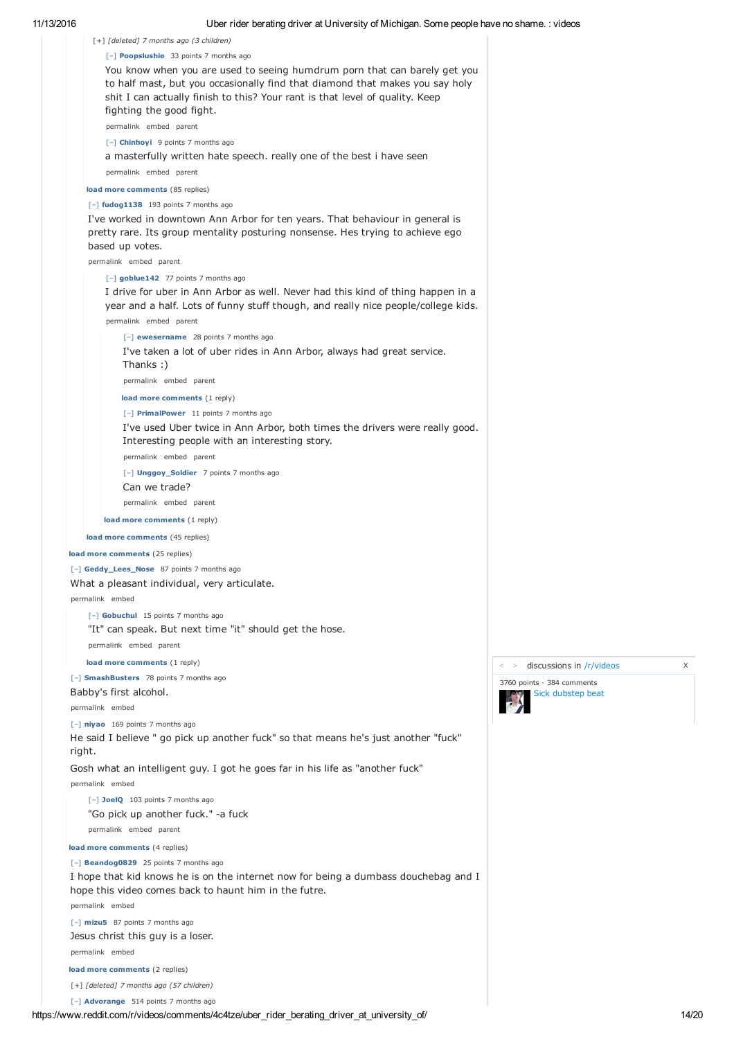[+] *[deleted]* 7 months ago (3 children)

[–] **Poopslushie** 33 points 7 months ago

You know when you are used to seeing humdrum porn that can barely get you to half mast, but you occasionally find that diamond that makes you say holy shit I can actually finish to this? Your rant is that level of quality. Keep fighting the good fight.

permalink embed parent

[–] **Chinhoyi** 9 points 7 months ago

a masterfully written hate speech. really one of the best i have seen

permalink embed parent

**load more comments** (85 replies)

[–] **fudog1138** 193 points 7 months ago

I've worked in downtown Ann Arbor for ten years. That behaviour in general is pretty rare. Its group mentality posturing nonsense. Hes trying to achieve ego based up votes.

permalink embed parent

[–] **goblue142** 77 points 7 months ago

I drive for uber in Ann Arbor as well. Never had this kind of thing happen in a year and a half. Lots of funny stuff though, and really nice people/college kids.

permalink embed parent

[–] **ewesername** 28 points 7 months ago

I've taken a lot of uber rides in Ann Arbor, always had great service. Thanks :)

permalink embed parent

**load more comments** (1 reply)

[–] **PrimalPower** 11 points 7 months ago

I've used Uber twice in Ann Arbor, both times the drivers were really good. Interesting people with an interesting story.

permalink embed parent

[–] **Unggoy_Soldier** 7 points 7 months ago

Can we trade?

permalink embed parent

**load more comments** (1 reply)

**load more comments** (45 replies)

**load more comments** (25 replies)

[–] **Geddy_Lees_Nose** 87 points 7 months ago

What a pleasant individual, very articulate.

permalink embed

[–] **Gobuchul** 15 points 7 months ago

"It" can speak. But next time "it" should get the hose.

permalink embed parent

**load more comments** (1 reply)

[–] **SmashBusters** 78 points 7 months ago

Babby's first alcohol.

permalink embed

[–] **niyao** 169 points 7 months ago

He said I believe " go pick up another fuck" so that means he's just another "fuck" right.

Gosh what an intelligent guy. I got he goes far in his life as "another fuck"

permalink embed

[–] **JoelQ** 103 points 7 months ago

"Go pick up another fuck." -a fuck

permalink embed parent

**load more comments** (4 replies)

[–] **Beandog0829** 25 points 7 months ago

I hope that kid knows he is on the internet now for being a dumbass douchebag and I hope this video comes back to haunt him in the futre.

permalink embed

[–] **mizu5** 87 points 7 months ago

Jesus christ this guy is a loser.

permalink embed

**load more comments** (2 replies)

[+] *[deleted]* 7 months ago (57 children)

[–] **Advorange** 514 points 7 months ago

< > discussions in /r/videos X

3760 points · 384 comments

Sick dubstep beat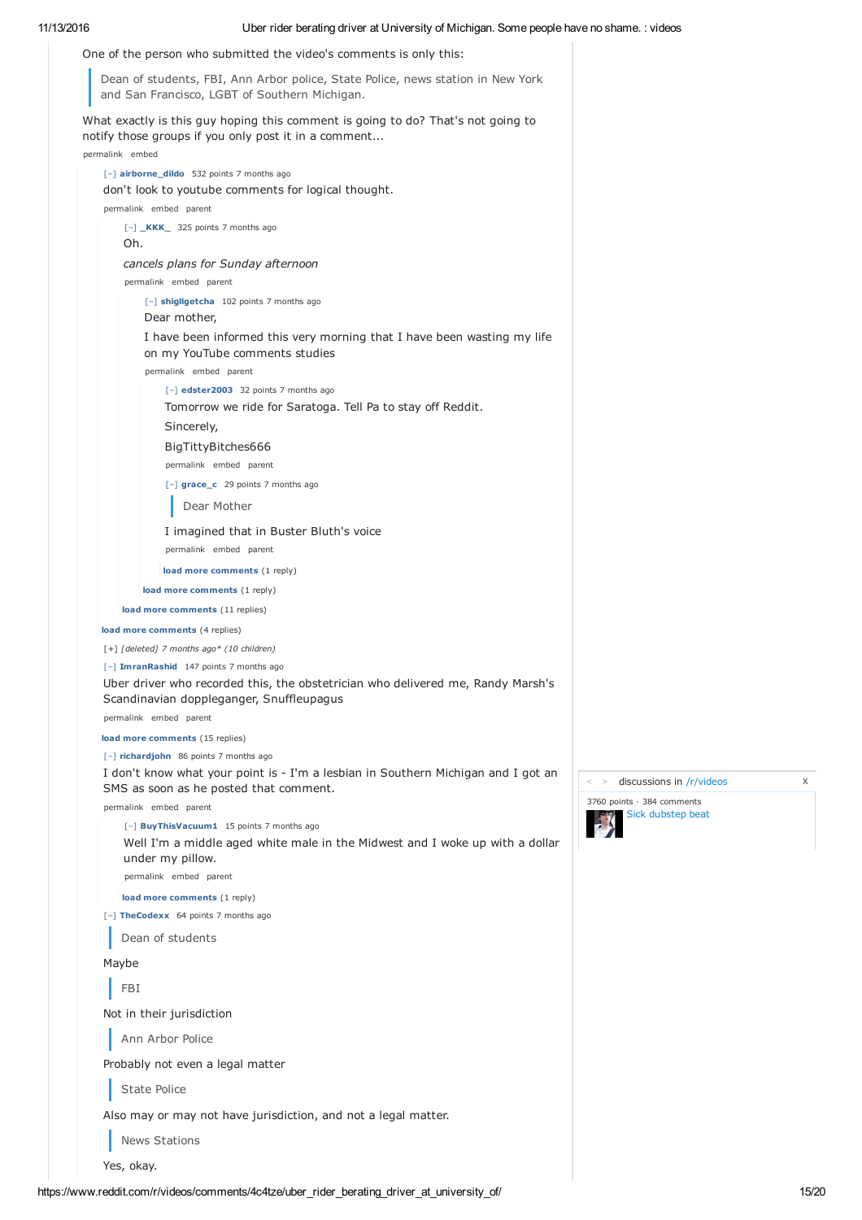One of the person who submitted the video's comments is only this:

> Dean of students, FBI, Ann Arbor police, State Police, news station in New York and San Francisco, LGBT of Southern Michigan.

What exactly is this guy hoping this comment is going to do? That's not going to notify those groups if you only post it in a comment...

permalink embed

[–] **airborne_dildo** 532 points 7 months ago

don't look to youtube comments for logical thought.

permalink embed parent

[–] **_KKK_** 325 points 7 months ago

Oh.

*cancels plans for Sunday afternoon*

permalink embed parent

[–] **shigllgetcha** 102 points 7 months ago

Dear mother,

I have been informed this very morning that I have been wasting my life on my YouTube comments studies

permalink embed parent

[–] **edster2003** 32 points 7 months ago

Tomorrow we ride for Saratoga. Tell Pa to stay off Reddit.

Sincerely,

BigTittyBitches666

permalink embed parent

[–] **grace_c** 29 points 7 months ago

> Dear Mother

I imagined that in Buster Bluth's voice

permalink embed parent

**load more comments** (1 reply)

**load more comments** (1 reply)

**load more comments** (11 replies)

**load more comments** (4 replies)

[+] *[deleted] 7 months ago\* (10 children)*

[–] **ImranRashid** 147 points 7 months ago

Uber driver who recorded this, the obstetrician who delivered me, Randy Marsh's Scandinavian dopple­ganger, Snuffleupagus

permalink embed parent

**load more comments** (15 replies)

[–] **richardjohn** 86 points 7 months ago

I don't know what your point is - I'm a lesbian in Southern Michigan and I got an SMS as soon as he posted that comment.

permalink embed parent

[–] **BuyThisVacuum1** 15 points 7 months ago

Well I'm a middle aged white male in the Midwest and I woke up with a dollar under my pillow.

permalink embed parent

**load more comments** (1 reply)

[–] **TheCodexx** 64 points 7 months ago

> Dean of students

Maybe

> FBI

Not in their jurisdiction

> Ann Arbor Police

Probably not even a legal matter

> State Police

Also may or may not have jurisdiction, and not a legal matter.

> News Stations

Yes, okay.

< > discussions in /r/videos X

3760 points · 384 comments

Sick dubstep beat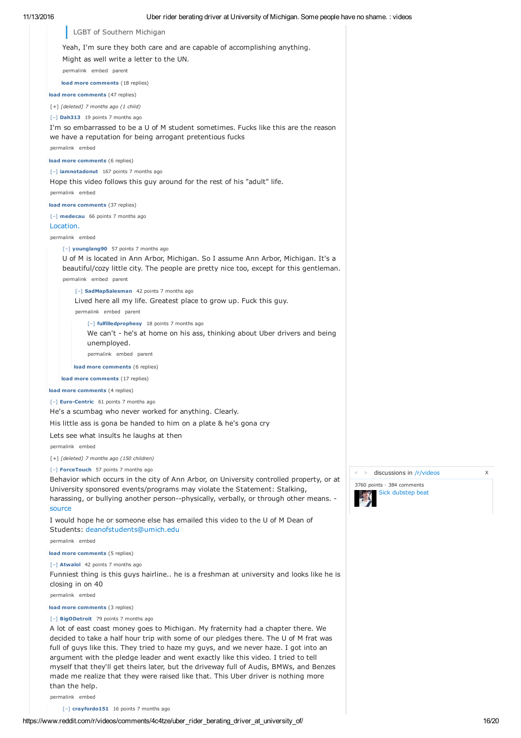> LGBT of Southern Michigan

Yeah, I'm sure they both care and are capable of accomplishing anything.

Might as well write a letter to the UN.

permalink embed parent

**load more comments** (18 replies)

**load more comments** (47 replies)

[+] *[deleted] 7 months ago (1 child)*

[–] **Dah313** 19 points 7 months ago

I'm so embarrassed to be a U of M student sometimes. Fucks like this are the reason we have a reputation for being arrogant pretentious fucks

permalink embed

**load more comments** (6 replies)

[–] **iamnotadonut** 167 points 7 months ago

Hope this video follows this guy around for the rest of his "adult" life.

permalink embed

**load more comments** (37 replies)

[–] **medecau** 66 points 7 months ago

Location.

permalink embed

[–] **younglang90** 57 points 7 months ago

U of M is located in Ann Arbor, Michigan. So I assume Ann Arbor, Michigan. It's a beautiful/cozy little city. The people are pretty nice too, except for this gentleman.

permalink embed parent

[–] **SadMapSalesman** 42 points 7 months ago

Lived here all my life. Greatest place to grow up. Fuck this guy.

permalink embed parent

[–] **fulfilledprophesy** 18 points 7 months ago

We can't - he's at home on his ass, thinking about Uber drivers and being unemployed.

permalink embed parent

**load more comments** (6 replies)

**load more comments** (17 replies)

**load more comments** (4 replies)

[–] **Euro-Centric** 61 points 7 months ago

He's a scumbag who never worked for anything. Clearly.

His little ass is gona be handed to him on a plate & he's gona cry

Lets see what insults he laughs at then

permalink embed

[+] *[deleted] 7 months ago (150 children)*

[–] **ForceTouch** 57 points 7 months ago

Behavior which occurs in the city of Ann Arbor, on University controlled property, or at University sponsored events/programs may violate the Statement: Stalking, harassing, or bullying another person--physically, verbally, or through other means. - source

I would hope he or someone else has emailed this video to the U of M Dean of Students: deanofstudents@umich.edu

permalink embed

**load more comments** (5 replies)

[–] **Atwalol** 42 points 7 months ago

Funniest thing is this guys hairline.. he is a freshman at university and looks like he is closing in on 40

permalink embed

**load more comments** (3 replies)

[–] **BigODetroit** 79 points 7 months ago

A lot of east coast money goes to Michigan. My fraternity had a chapter there. We decided to take a half hour trip with some of our pledges there. The U of M frat was full of guys like this. They tried to haze my guys, and we never haze. I got into an argument with the pledge leader and went exactly like this video. I tried to tell myself that they'll get theirs later, but the driveway full of Audis, BMWs, and Benzes made me realize that they were raised like that. This Uber driver is nothing more than the help.

permalink embed

[–] **crayfordo151** 16 points 7 months ago

< > discussions in /r/videos X

3760 points · 384 comments

Sick dubstep beat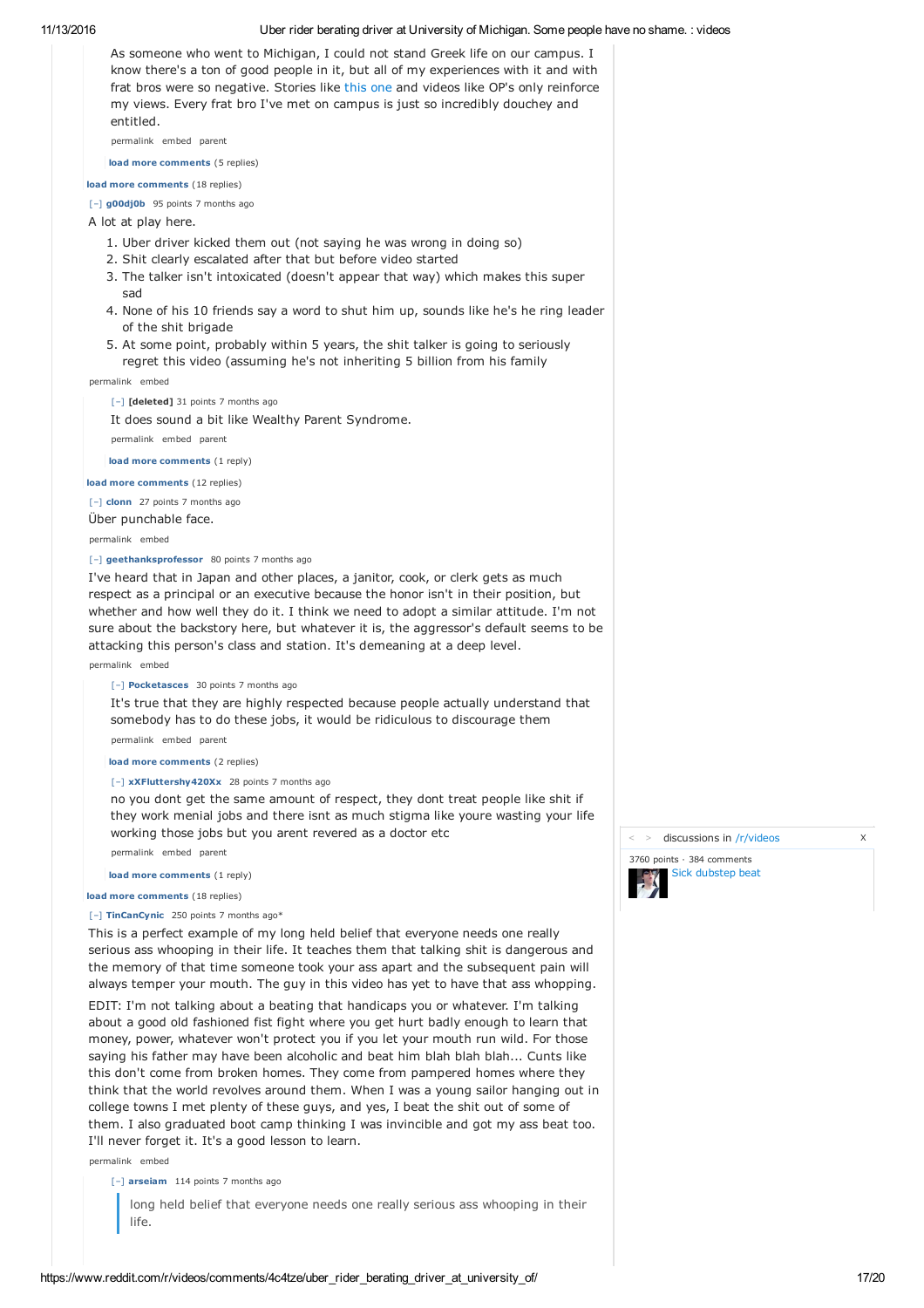As someone who went to Michigan, I could not stand Greek life on our campus. I know there's a ton of good people in it, but all of my experiences with it and with frat bros were so negative. Stories like this one and videos like OP's only reinforce my views. Every frat bro I've met on campus is just so incredibly douchey and entitled.

permalink embed parent

load more comments (5 replies)

load more comments (18 replies)

[–] g00dj0b 95 points 7 months ago

A lot at play here.

1. Uber driver kicked them out (not saying he was wrong in doing so)
2. Shit clearly escalated after that but before video started
3. The talker isn't intoxicated (doesn't appear that way) which makes this super sad
4. None of his 10 friends say a word to shut him up, sounds like he's he ring leader of the shit brigade
5. At some point, probably within 5 years, the shit talker is going to seriously regret this video (assuming he's not inheriting 5 billion from his family

permalink embed

[–] [deleted] 31 points 7 months ago

It does sound a bit like Wealthy Parent Syndrome.

permalink embed parent

load more comments (1 reply)

load more comments (12 replies)

[–] clonn 27 points 7 months ago

Über punchable face.

permalink embed

[–] geethanksprofessor 80 points 7 months ago

I've heard that in Japan and other places, a janitor, cook, or clerk gets as much respect as a principal or an executive because the honor isn't in their position, but whether and how well they do it. I think we need to adopt a similar attitude. I'm not sure about the backstory here, but whatever it is, the aggressor's default seems to be attacking this person's class and station. It's demeaning at a deep level.

permalink embed

[–] Pocketasces 30 points 7 months ago

It's true that they are highly respected because people actually understand that somebody has to do these jobs, it would be ridiculous to discourage them

permalink embed parent

load more comments (2 replies)

[–] xXFluttershy420Xx 28 points 7 months ago

no you dont get the same amount of respect, they dont treat people like shit if they work menial jobs and there isnt as much stigma like youre wasting your life working those jobs but you arent revered as a doctor etc

permalink embed parent

load more comments (1 reply)

load more comments (18 replies)

[–] TinCanCynic 250 points 7 months ago*

This is a perfect example of my long held belief that everyone needs one really serious ass whooping in their life. It teaches them that talking shit is dangerous and the memory of that time someone took your ass apart and the subsequent pain will always temper your mouth. The guy in this video has yet to have that ass whopping.

EDIT: I'm not talking about a beating that handicaps you or whatever. I'm talking about a good old fashioned fist fight where you get hurt badly enough to learn that money, power, whatever won't protect you if you let your mouth run wild. For those saying his father may have been alcoholic and beat him blah blah blah... Cunts like this don't come from broken homes. They come from pampered homes where they think that the world revolves around them. When I was a young sailor hanging out in college towns I met plenty of these guys, and yes, I beat the shit out of some of them. I also graduated boot camp thinking I was invincible and got my ass beat too. I'll never forget it. It's a good lesson to learn.

permalink embed

[–] arseiam 114 points 7 months ago

> long held belief that everyone needs one really serious ass whooping in their life.

discussions in /r/videos

3760 points · 384 comments

Sick dubstep beat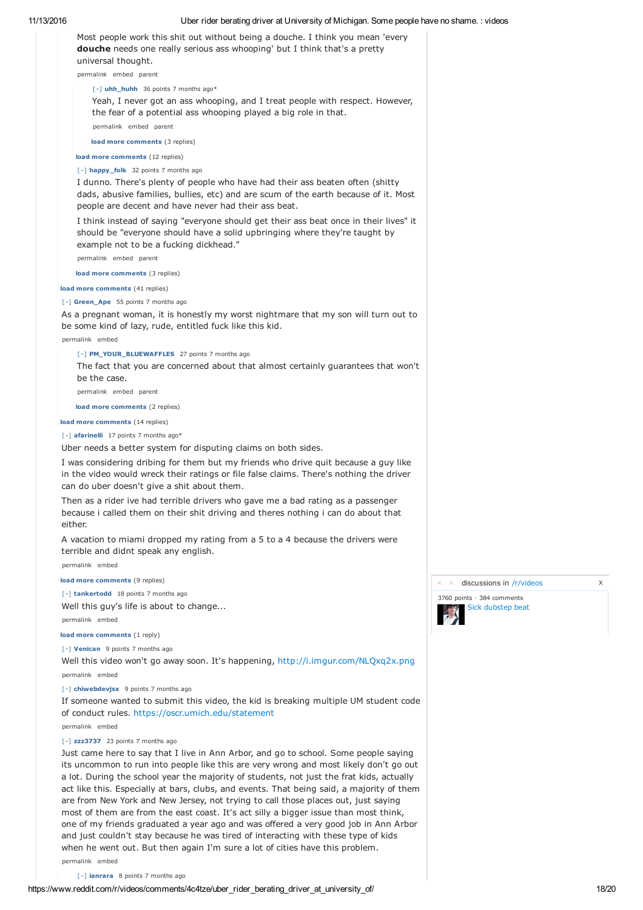Most people work this shit out without being a douche. I think you mean 'every **douche** needs one really serious ass whooping' but I think that's a pretty universal thought.

permalink embed parent

[–] uhh_huhh 36 points 7 months ago*

Yeah, I never got an ass whooping, and I treat people with respect. However, the fear of a potential ass whooping played a big role in that.

permalink embed parent

load more comments (3 replies)

load more comments (12 replies)

[–] happy_folk 32 points 7 months ago

I dunno. There's plenty of people who have had their ass beaten often (shitty dads, abusive families, bullies, etc) and are scum of the earth because of it. Most people are decent and have never had their ass beat.

I think instead of saying "everyone should get their ass beat once in their lives" it should be "everyone should have a solid upbringing where they're taught by example not to be a fucking dickhead."

permalink embed parent

load more comments (3 replies)

load more comments (41 replies)

[–] Green_Ape 55 points 7 months ago

As a pregnant woman, it is honestly my worst nightmare that my son will turn out to be some kind of lazy, rude, entitled fuck like this kid.

permalink embed

[–] PM_YOUR_BLUEWAFFLES 27 points 7 months ago

The fact that you are concerned about that almost certainly guarantees that won't be the case.

permalink embed parent

load more comments (2 replies)

load more comments (14 replies)

[–] afarinelli 17 points 7 months ago*

Uber needs a better system for disputing claims on both sides.

I was considering dribing for them but my friends who drive quit because a guy like in the video would wreck their ratings or file false claims. There's nothing the driver can do uber doesn't give a shit about them.

Then as a rider ive had terrible drivers who gave me a bad rating as a passenger because i called them on their shit driving and theres nothing i can do about that either.

A vacation to miami dropped my rating from a 5 to a 4 because the drivers were terrible and didnt speak any english.

permalink embed

load more comments (9 replies)

[–] tankertodd 18 points 7 months ago

Well this guy's life is about to change...

permalink embed

load more comments (1 reply)

[–] Venican 9 points 7 months ago

Well this video won't go away soon. It's happening, http://i.imgur.com/NLQxq2x.png

permalink embed

[–] chiwebdevjsx 9 points 7 months ago

If someone wanted to submit this video, the kid is breaking multiple UM student code of conduct rules. https://oscr.umich.edu/statement

permalink embed

[–] zzz3737 23 points 7 months ago

Just came here to say that I live in Ann Arbor, and go to school. Some people saying its uncommon to run into people like this are very wrong and most likely don't go out a lot. During the school year the majority of students, not just the frat kids, actually act like this. Especially at bars, clubs, and events. That being said, a majority of them are from New York and New Jersey, not trying to call those places out, just saying most of them are from the east coast. It's act silly a bigger issue than most think, one of my friends graduated a year ago and was offered a very good job in Ann Arbor and just couldn't stay because he was tired of interacting with these type of kids when he went out. But then again I'm sure a lot of cities have this problem.

permalink embed

[–] ianrara 8 points 7 months ago

discussions in /r/videos

3760 points · 384 comments
Sick dubstep beat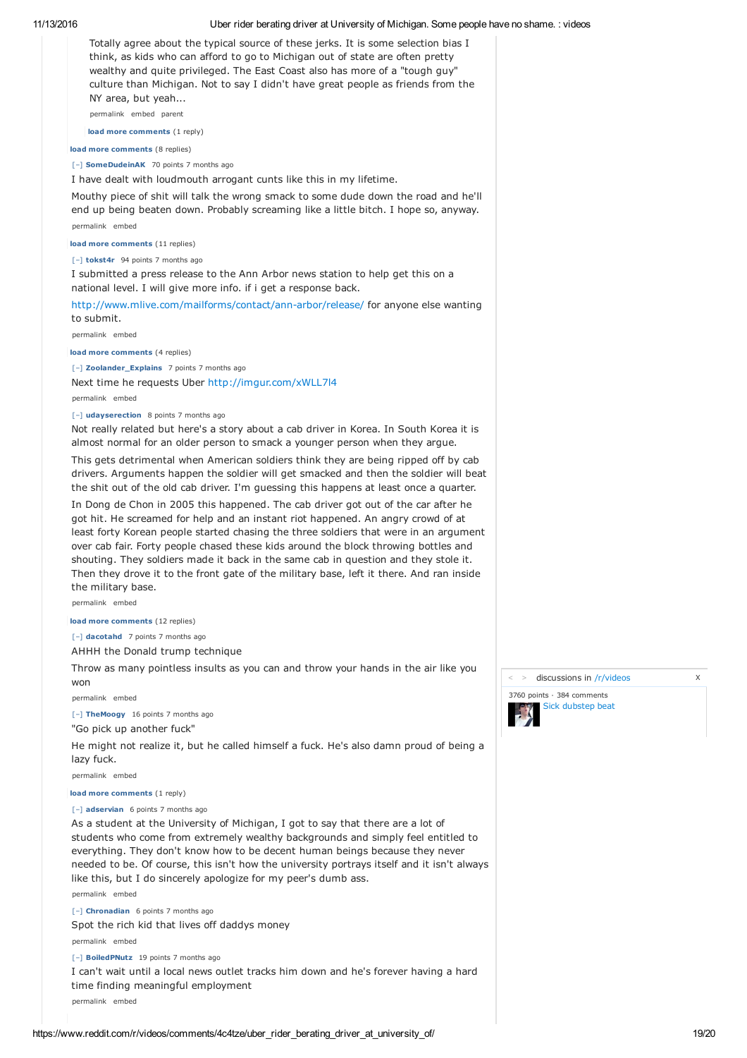Totally agree about the typical source of these jerks. It is some selection bias I think, as kids who can afford to go to Michigan out of state are often pretty wealthy and quite privileged. The East Coast also has more of a "tough guy" culture than Michigan. Not to say I didn't have great people as friends from the NY area, but yeah...

permalink embed parent

**load more comments** (1 reply)

**load more comments** (8 replies)

[–] **SomeDudeinAK** 70 points 7 months ago

I have dealt with loudmouth arrogant cunts like this in my lifetime.

Mouthy piece of shit will talk the wrong smack to some dude down the road and he'll end up being beaten down. Probably screaming like a little bitch. I hope so, anyway.

permalink embed

**load more comments** (11 replies)

[–] **tokst4r** 94 points 7 months ago

I submitted a press release to the Ann Arbor news station to help get this on a national level. I will give more info. if i get a response back.

http://www.mlive.com/mailforms/contact/ann-arbor/release/ for anyone else wanting to submit.

permalink embed

**load more comments** (4 replies)

[–] **Zoolander_Explains** 7 points 7 months ago

Next time he requests Uber http://imgur.com/xWLL7l4

permalink embed

[–] **udayserection** 8 points 7 months ago

Not really related but here's a story about a cab driver in Korea. In South Korea it is almost normal for an older person to smack a younger person when they argue.

This gets detrimental when American soldiers think they are being ripped off by cab drivers. Arguments happen the soldier will get smacked and then the soldier will beat the shit out of the old cab driver. I'm guessing this happens at least once a quarter.

In Dong de Chon in 2005 this happened. The cab driver got out of the car after he got hit. He screamed for help and an instant riot happened. An angry crowd of at least forty Korean people started chasing the three soldiers that were in an argument over cab fair. Forty people chased these kids around the block throwing bottles and shouting. They soldiers made it back in the same cab in question and they stole it. Then they drove it to the front gate of the military base, left it there. And ran inside the military base.

permalink embed

**load more comments** (12 replies)

[–] **dacotahd** 7 points 7 months ago

AHHH the Donald trump technique

Throw as many pointless insults as you can and throw your hands in the air like you won

permalink embed

[–] **TheMoogy** 16 points 7 months ago

"Go pick up another fuck"

He might not realize it, but he called himself a fuck. He's also damn proud of being a lazy fuck.

permalink embed

**load more comments** (1 reply)

[–] **adservian** 6 points 7 months ago

As a student at the University of Michigan, I got to say that there are a lot of students who come from extremely wealthy backgrounds and simply feel entitled to everything. They don't know how to be decent human beings because they never needed to be. Of course, this isn't how the university portrays itself and it isn't always like this, but I do sincerely apologize for my peer's dumb ass.

permalink embed

[–] **Chronadian** 6 points 7 months ago

Spot the rich kid that lives off daddys money

permalink embed

[–] **BoiledPNutz** 19 points 7 months ago

I can't wait until a local news outlet tracks him down and he's forever having a hard time finding meaningful employment

permalink embed

discussions in /r/videos

3760 points · 384 comments

Sick dubstep beat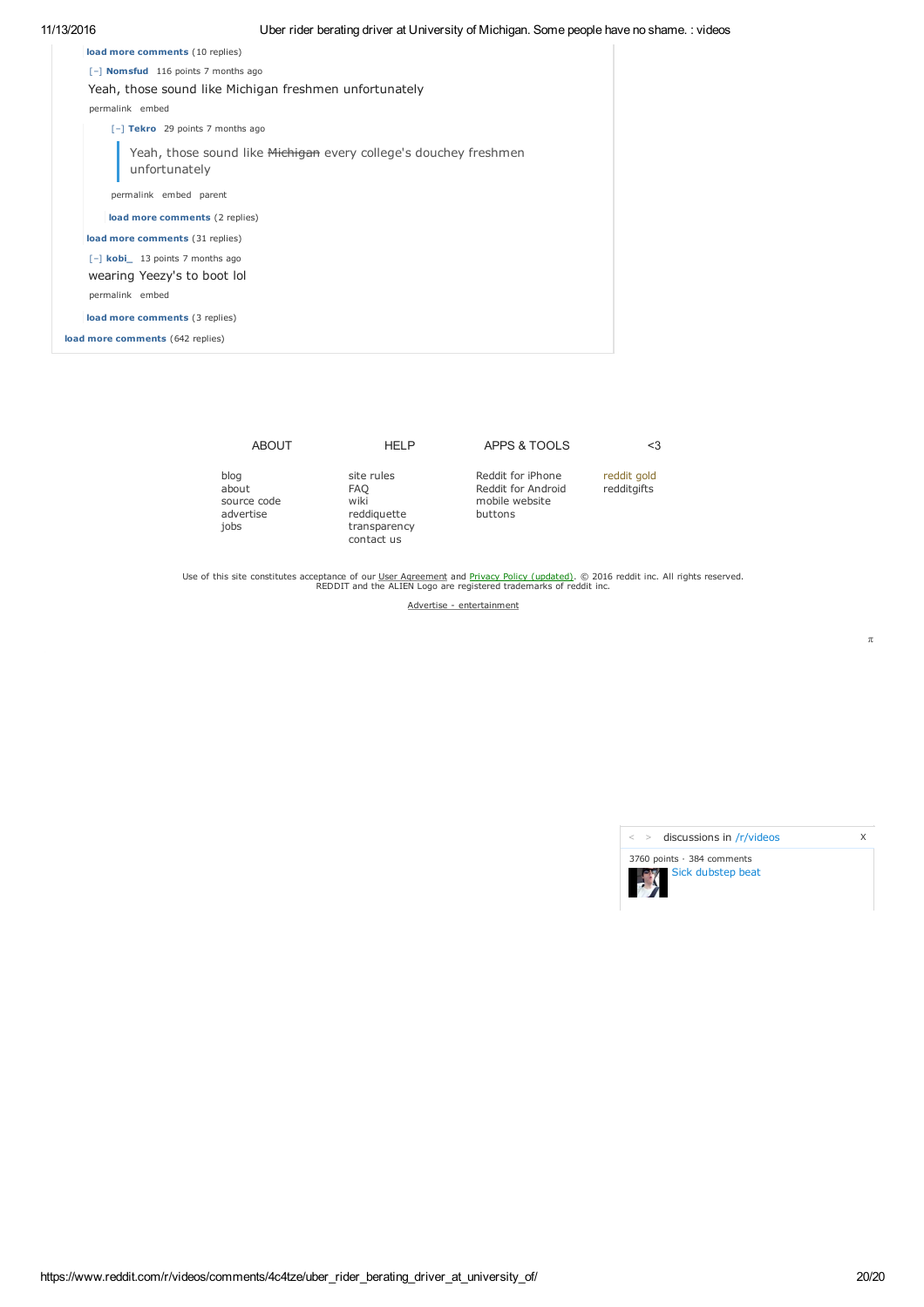**load more comments** (10 replies)

[–] **Nomsfud** 116 points 7 months ago

Yeah, those sound like Michigan freshmen unfortunately

permalink embed

> [–] **Tekro** 29 points 7 months ago
>
> > Yeah, those sound like ~~Michigan~~ every college's douchey freshmen unfortunately
>
> permalink embed parent
>
> **load more comments** (2 replies)

**load more comments** (31 replies)

[–] **kobi_** 13 points 7 months ago

wearing Yeezy's to boot lol

permalink embed

**load more comments** (3 replies)

**load more comments** (642 replies)

ABOUT

- blog
- about
- source code
- advertise
- jobs

HELP

- site rules
- FAQ
- wiki
- reddiquette
- transparency
- contact us

APPS & TOOLS

- Reddit for iPhone
- Reddit for Android
- mobile website
- buttons

<3

- reddit gold
- redditgifts

Use of this site constitutes acceptance of our User Agreement and Privacy Policy (updated). © 2016 reddit inc. All rights reserved.
REDDIT and the ALIEN Logo are registered trademarks of reddit inc.

Advertise - entertainment

π

< > discussions in /r/videos X

3760 points · 384 comments

Sick dubstep beat